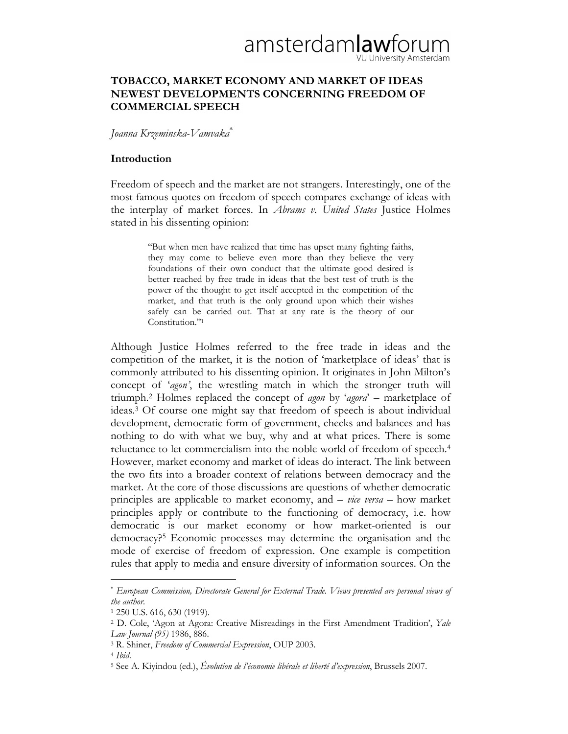# TOBACCO, MARKET ECONOMY AND MARKET OF IDEAS NEWEST DEVELOPMENTS CONCERNING FREEDOM OF COMMERCIAL SPEECH

*Joanna Krzeminska-Vamvaka*[*]

## Introduction

Freedom of speech and the market are not strangers. Interestingly, one of the most famous quotes on freedom of speech compares exchange of ideas with the interplay of market forces. In *Abrams v. United States* Justice Holmes stated in his dissenting opinion:

> "But when men have realized that time has upset many fighting faiths, they may come to believe even more than they believe the very foundations of their own conduct that the ultimate good desired is better reached by free trade in ideas that the best test of truth is the power of the thought to get itself accepted in the competition of the market, and that truth is the only ground upon which their wishes safely can be carried out. That at any rate is the theory of our Constitution."[1]

Although Justice Holmes referred to the free trade in ideas and the competition of the market, it is the notion of 'marketplace of ideas' that is commonly attributed to his dissenting opinion. It originates in John Milton's concept of '*agon'*, the wrestling match in which the stronger truth will triumph.[2] Holmes replaced the concept of *agon* by '*agora*' – marketplace of ideas.[3] Of course one might say that freedom of speech is about individual development, democratic form of government, checks and balances and has nothing to do with what we buy, why and at what prices. There is some reluctance to let commercialism into the noble world of freedom of speech.[4] However, market economy and market of ideas do interact. The link between the two fits into a broader context of relations between democracy and the market. At the core of those discussions are questions of whether democratic principles are applicable to market economy, and – *vice versa* – how market principles apply or contribute to the functioning of democracy, i.e. how democratic is our market economy or how market-oriented is our democracy?[5] Economic processes may determine the organisation and the mode of exercise of freedom of expression. One example is competition rules that apply to media and ensure diversity of information sources. On the

---

[*] *European Commission, Directorate General for External Trade. Views presented are personal views of the author.*

[1] 250 U.S. 616, 630 (1919).

[2] D. Cole, 'Agon at Agora: Creative Misreadings in the First Amendment Tradition', *Yale Law Journal (95)* 1986, 886.

[3] R. Shiner, *Freedom of Commercial Expression*, OUP 2003.

[4] *Ibid.*

[5] See A. Kiyindou (ed.), *Évolution de l'économie libérale et liberté d'expression*, Brussels 2007.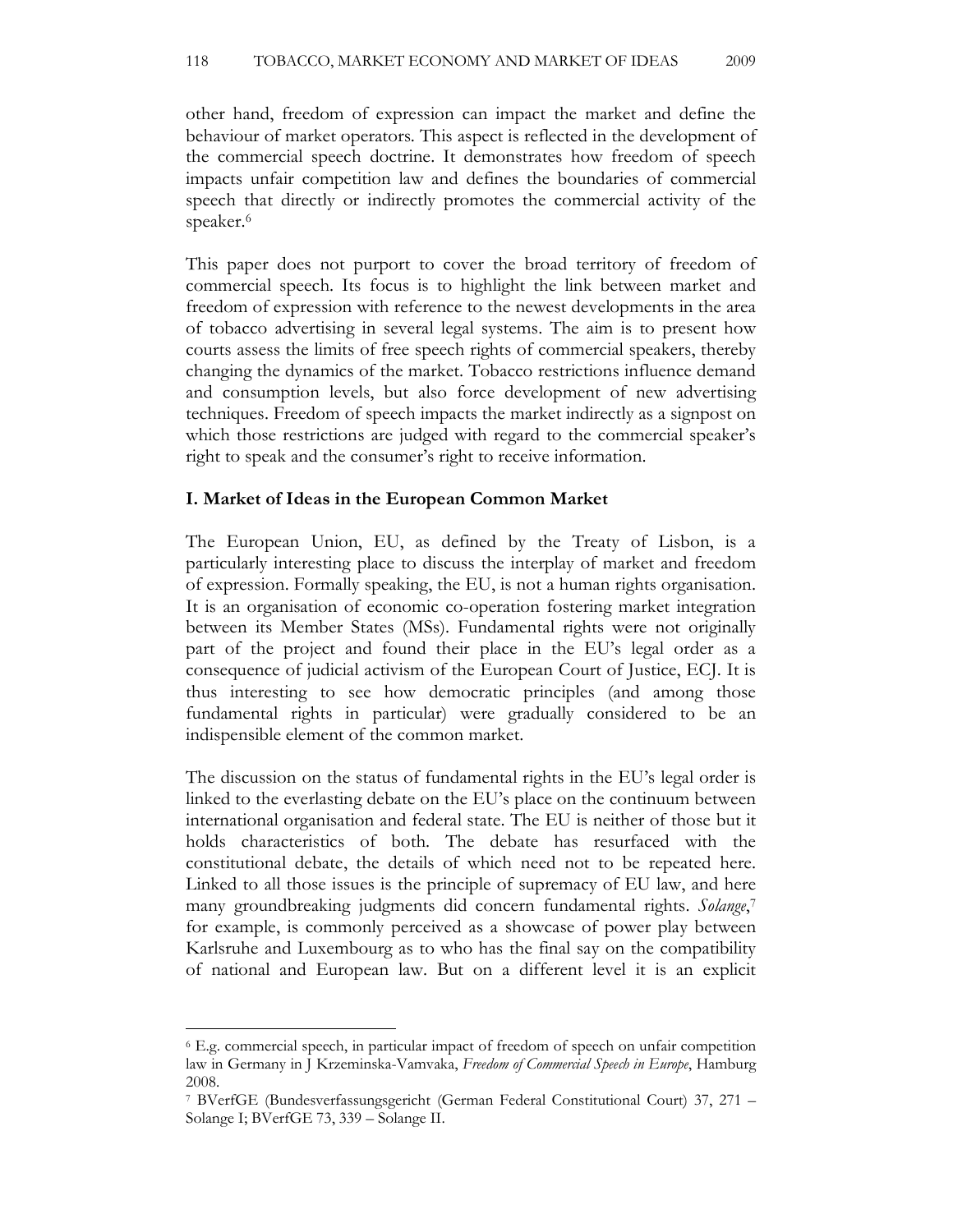other hand, freedom of expression can impact the market and define the behaviour of market operators. This aspect is reflected in the development of the commercial speech doctrine. It demonstrates how freedom of speech impacts unfair competition law and defines the boundaries of commercial speech that directly or indirectly promotes the commercial activity of the speaker.[6]

This paper does not purport to cover the broad territory of freedom of commercial speech. Its focus is to highlight the link between market and freedom of expression with reference to the newest developments in the area of tobacco advertising in several legal systems. The aim is to present how courts assess the limits of free speech rights of commercial speakers, thereby changing the dynamics of the market. Tobacco restrictions influence demand and consumption levels, but also force development of new advertising techniques. Freedom of speech impacts the market indirectly as a signpost on which those restrictions are judged with regard to the commercial speaker's right to speak and the consumer's right to receive information.

## I. Market of Ideas in the European Common Market

The European Union, EU, as defined by the Treaty of Lisbon, is a particularly interesting place to discuss the interplay of market and freedom of expression. Formally speaking, the EU, is not a human rights organisation. It is an organisation of economic co-operation fostering market integration between its Member States (MSs). Fundamental rights were not originally part of the project and found their place in the EU's legal order as a consequence of judicial activism of the European Court of Justice, ECJ. It is thus interesting to see how democratic principles (and among those fundamental rights in particular) were gradually considered to be an indispensible element of the common market.

The discussion on the status of fundamental rights in the EU's legal order is linked to the everlasting debate on the EU's place on the continuum between international organisation and federal state. The EU is neither of those but it holds characteristics of both. The debate has resurfaced with the constitutional debate, the details of which need not to be repeated here. Linked to all those issues is the principle of supremacy of EU law, and here many groundbreaking judgments did concern fundamental rights. *Solange*,[7] for example, is commonly perceived as a showcase of power play between Karlsruhe and Luxembourg as to who has the final say on the compatibility of national and European law. But on a different level it is an explicit

---

[6] E.g. commercial speech, in particular impact of freedom of speech on unfair competition law in Germany in J Krzeminska-Vamvaka, *Freedom of Commercial Speech in Europe*, Hamburg 2008.

[7] BVerfGE (Bundesverfassungsgericht (German Federal Constitutional Court) 37, 271 – Solange I; BVerfGE 73, 339 – Solange II.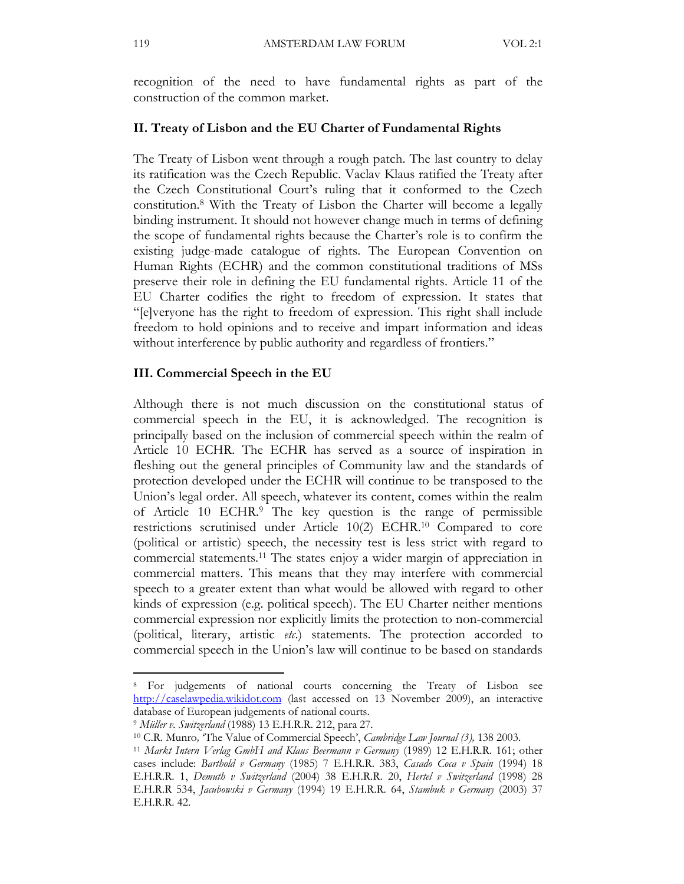recognition of the need to have fundamental rights as part of the construction of the common market.

## II. Treaty of Lisbon and the EU Charter of Fundamental Rights

The Treaty of Lisbon went through a rough patch. The last country to delay its ratification was the Czech Republic. Vaclav Klaus ratified the Treaty after the Czech Constitutional Court's ruling that it conformed to the Czech constitution.[8] With the Treaty of Lisbon the Charter will become a legally binding instrument. It should not however change much in terms of defining the scope of fundamental rights because the Charter's role is to confirm the existing judge-made catalogue of rights. The European Convention on Human Rights (ECHR) and the common constitutional traditions of MSs preserve their role in defining the EU fundamental rights. Article 11 of the EU Charter codifies the right to freedom of expression. It states that "[e]veryone has the right to freedom of expression. This right shall include freedom to hold opinions and to receive and impart information and ideas without interference by public authority and regardless of frontiers."

## III. Commercial Speech in the EU

Although there is not much discussion on the constitutional status of commercial speech in the EU, it is acknowledged. The recognition is principally based on the inclusion of commercial speech within the realm of Article 10 ECHR. The ECHR has served as a source of inspiration in fleshing out the general principles of Community law and the standards of protection developed under the ECHR will continue to be transposed to the Union's legal order. All speech, whatever its content, comes within the realm of Article 10 ECHR.[9] The key question is the range of permissible restrictions scrutinised under Article 10(2) ECHR.[10] Compared to core (political or artistic) speech, the necessity test is less strict with regard to commercial statements.[11] The states enjoy a wider margin of appreciation in commercial matters. This means that they may interfere with commercial speech to a greater extent than what would be allowed with regard to other kinds of expression (e.g. political speech). The EU Charter neither mentions commercial expression nor explicitly limits the protection to non-commercial (political, literary, artistic *etc.*) statements. The protection accorded to commercial speech in the Union's law will continue to be based on standards

---

[8] For judgements of national courts concerning the Treaty of Lisbon see http://caselawpedia.wikidot.com (last accessed on 13 November 2009), an interactive database of European judgements of national courts.

[9] *Müller v. Switzerland* (1988) 13 E.H.R.R. 212, para 27.

[10] C.R. Munro, 'The Value of Commercial Speech', *Cambridge Law Journal (3),* 138 2003.

[11] *Markt Intern Verlag GmbH and Klaus Beermann v Germany* (1989) 12 E.H.R.R. 161; other cases include: *Barthold v Germany* (1985) 7 E.H.R.R. 383, *Casado Coca v Spain* (1994) 18 E.H.R.R. 1, *Demuth v Switzerland* (2004) 38 E.H.R.R. 20, *Hertel v Switzerland* (1998) 28 E.H.R.R 534, *Jacubowski v Germany* (1994) 19 E.H.R.R. 64, *Stambuk v Germany* (2003) 37 E.H.R.R. 42.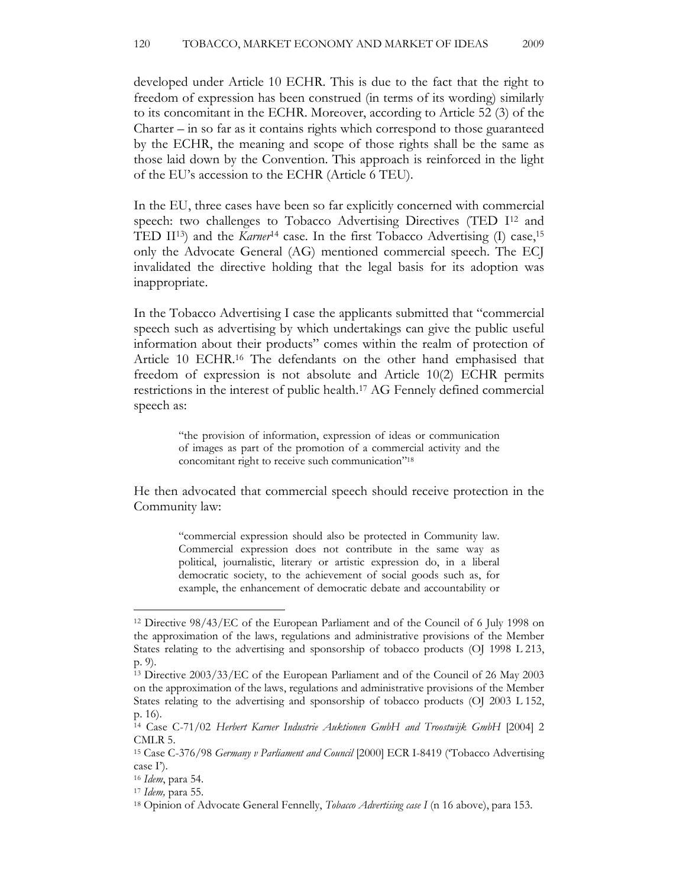developed under Article 10 ECHR. This is due to the fact that the right to freedom of expression has been construed (in terms of its wording) similarly to its concomitant in the ECHR. Moreover, according to Article 52 (3) of the Charter – in so far as it contains rights which correspond to those guaranteed by the ECHR, the meaning and scope of those rights shall be the same as those laid down by the Convention. This approach is reinforced in the light of the EU's accession to the ECHR (Article 6 TEU).

In the EU, three cases have been so far explicitly concerned with commercial speech: two challenges to Tobacco Advertising Directives (TED I[12] and TED II[13]) and the *Karner*[14] case. In the first Tobacco Advertising (I) case,[15] only the Advocate General (AG) mentioned commercial speech. The ECJ invalidated the directive holding that the legal basis for its adoption was inappropriate.

In the Tobacco Advertising I case the applicants submitted that "commercial speech such as advertising by which undertakings can give the public useful information about their products" comes within the realm of protection of Article 10 ECHR.[16] The defendants on the other hand emphasised that freedom of expression is not absolute and Article 10(2) ECHR permits restrictions in the interest of public health.[17] AG Fennely defined commercial speech as:

> "the provision of information, expression of ideas or communication of images as part of the promotion of a commercial activity and the concomitant right to receive such communication"[18]

He then advocated that commercial speech should receive protection in the Community law:

> "commercial expression should also be protected in Community law. Commercial expression does not contribute in the same way as political, journalistic, literary or artistic expression do, in a liberal democratic society, to the achievement of social goods such as, for example, the enhancement of democratic debate and accountability or

---

[12] Directive 98/43/EC of the European Parliament and of the Council of 6 July 1998 on the approximation of the laws, regulations and administrative provisions of the Member States relating to the advertising and sponsorship of tobacco products (OJ 1998 L 213, p. 9).

[13] Directive 2003/33/EC of the European Parliament and of the Council of 26 May 2003 on the approximation of the laws, regulations and administrative provisions of the Member States relating to the advertising and sponsorship of tobacco products (OJ 2003 L 152, p. 16).

[14] Case C-71/02 *Herbert Karner Industrie Auktionen GmbH and Troostwijk GmbH* [2004] 2 CMLR 5.

[15] Case C-376/98 *Germany v Parliament and Council* [2000] ECR I-8419 ('Tobacco Advertising case I').

[16] *Idem*, para 54.

[17] *Idem,* para 55.

[18] Opinion of Advocate General Fennelly, *Tobacco Advertising case I* (n 16 above), para 153.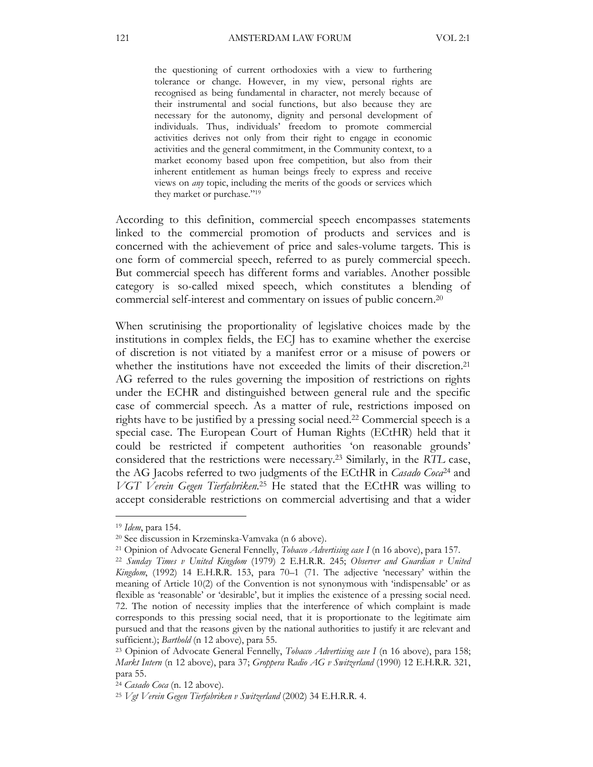> the questioning of current orthodoxies with a view to furthering tolerance or change. However, in my view, personal rights are recognised as being fundamental in character, not merely because of their instrumental and social functions, but also because they are necessary for the autonomy, dignity and personal development of individuals. Thus, individuals' freedom to promote commercial activities derives not only from their right to engage in economic activities and the general commitment, in the Community context, to a market economy based upon free competition, but also from their inherent entitlement as human beings freely to express and receive views on *any* topic, including the merits of the goods or services which they market or purchase."[19]

According to this definition, commercial speech encompasses statements linked to the commercial promotion of products and services and is concerned with the achievement of price and sales-volume targets. This is one form of commercial speech, referred to as purely commercial speech. But commercial speech has different forms and variables. Another possible category is so-called mixed speech, which constitutes a blending of commercial self-interest and commentary on issues of public concern.[20]

When scrutinising the proportionality of legislative choices made by the institutions in complex fields, the ECJ has to examine whether the exercise of discretion is not vitiated by a manifest error or a misuse of powers or whether the institutions have not exceeded the limits of their discretion.[21] AG referred to the rules governing the imposition of restrictions on rights under the ECHR and distinguished between general rule and the specific case of commercial speech. As a matter of rule, restrictions imposed on rights have to be justified by a pressing social need.[22] Commercial speech is a special case. The European Court of Human Rights (ECtHR) held that it could be restricted if competent authorities 'on reasonable grounds' considered that the restrictions were necessary.[23] Similarly, in the *RTL* case, the AG Jacobs referred to two judgments of the ECtHR in *Casado Coca*[24] and *VGT Verein Gegen Tierfabriken*.[25] He stated that the ECtHR was willing to accept considerable restrictions on commercial advertising and that a wider

---

[19] *Idem*, para 154.

[20] See discussion in Krzeminska-Vamvaka (n 6 above).

[21] Opinion of Advocate General Fennelly, *Tobacco Advertising case I* (n 16 above), para 157.

[22] *Sunday Times v United Kingdom* (1979) 2 E.H.R.R. 245; *Observer and Guardian v United Kingdom*, (1992) 14 E.H.R.R. 153, para 70–1 (71. The adjective 'necessary' within the meaning of Article 10(2) of the Convention is not synonymous with 'indispensable' or as flexible as 'reasonable' or 'desirable', but it implies the existence of a pressing social need. 72. The notion of necessity implies that the interference of which complaint is made corresponds to this pressing social need, that it is proportionate to the legitimate aim pursued and that the reasons given by the national authorities to justify it are relevant and sufficient.); *Barthold* (n 12 above), para 55.

[23] Opinion of Advocate General Fennelly, *Tobacco Advertising case I* (n 16 above), para 158; *Markt Intern* (n 12 above), para 37; *Groppera Radio AG v Switzerland* (1990) 12 E.H.R.R. 321, para 55.

[24] *Casado Coca* (n. 12 above).

[25] *Vgt Verein Gegen Tierfabriken v Switzerland* (2002) 34 E.H.R.R. 4.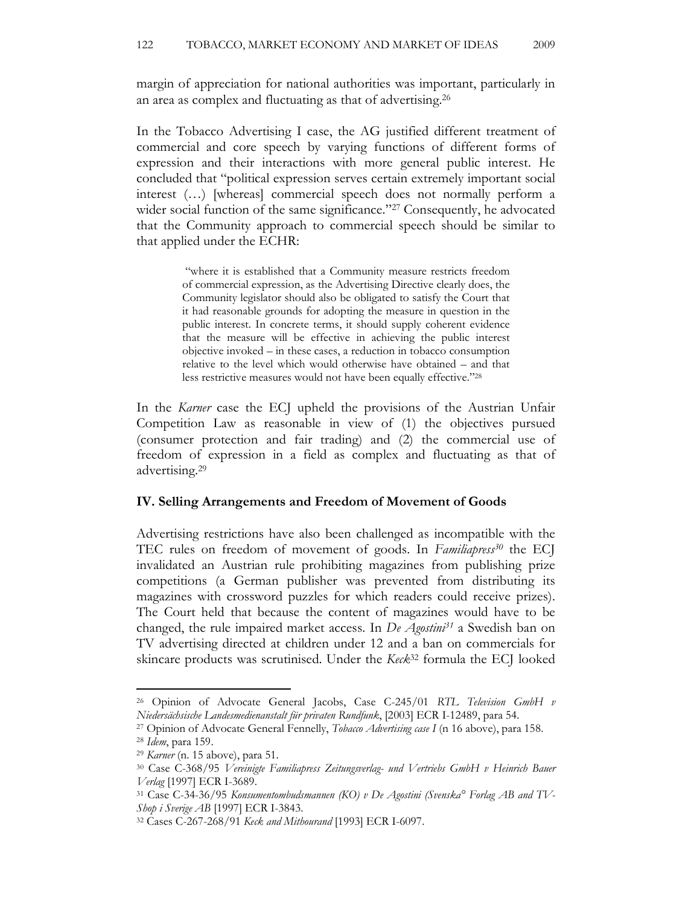margin of appreciation for national authorities was important, particularly in an area as complex and fluctuating as that of advertising.[26]

In the Tobacco Advertising I case, the AG justified different treatment of commercial and core speech by varying functions of different forms of expression and their interactions with more general public interest. He concluded that "political expression serves certain extremely important social interest (…) [whereas] commercial speech does not normally perform a wider social function of the same significance."[27] Consequently, he advocated that the Community approach to commercial speech should be similar to that applied under the ECHR:

> "where it is established that a Community measure restricts freedom of commercial expression, as the Advertising Directive clearly does, the Community legislator should also be obligated to satisfy the Court that it had reasonable grounds for adopting the measure in question in the public interest. In concrete terms, it should supply coherent evidence that the measure will be effective in achieving the public interest objective invoked – in these cases, a reduction in tobacco consumption relative to the level which would otherwise have obtained – and that less restrictive measures would not have been equally effective."[28]

In the *Karner* case the ECJ upheld the provisions of the Austrian Unfair Competition Law as reasonable in view of (1) the objectives pursued (consumer protection and fair trading) and (2) the commercial use of freedom of expression in a field as complex and fluctuating as that of advertising.[29]

## IV. Selling Arrangements and Freedom of Movement of Goods

Advertising restrictions have also been challenged as incompatible with the TEC rules on freedom of movement of goods. In *Familiapress*[30] the ECJ invalidated an Austrian rule prohibiting magazines from publishing prize competitions (a German publisher was prevented from distributing its magazines with crossword puzzles for which readers could receive prizes). The Court held that because the content of magazines would have to be changed, the rule impaired market access. In *De Agostini*[31] a Swedish ban on TV advertising directed at children under 12 and a ban on commercials for skincare products was scrutinised. Under the *Keck*[32] formula the ECJ looked

---

[26] Opinion of Advocate General Jacobs, Case C-245/01 *RTL Television GmbH v Niedersächsische Landesmedienanstalt für privaten Rundfunk*, [2003] ECR I-12489, para 54.

[27] Opinion of Advocate General Fennelly, *Tobacco Advertising case I* (n 16 above), para 158.

[28] *Idem*, para 159.

[29] *Karner* (n. 15 above), para 51.

[30] Case C-368/95 *Vereinigte Familiapress Zeitungsverlag- und Vertriebs GmbH v Heinrich Bauer Verlag* [1997] ECR I-3689.

[31] Case C-34-36/95 *Konsumentombudsmannen (KO) v De Agostini (Svenska° Forlag AB and TV-Shop i Sverige AB* [1997] ECR I-3843.

[32] Cases C-267-268/91 *Keck and Mithourand* [1993] ECR I-6097.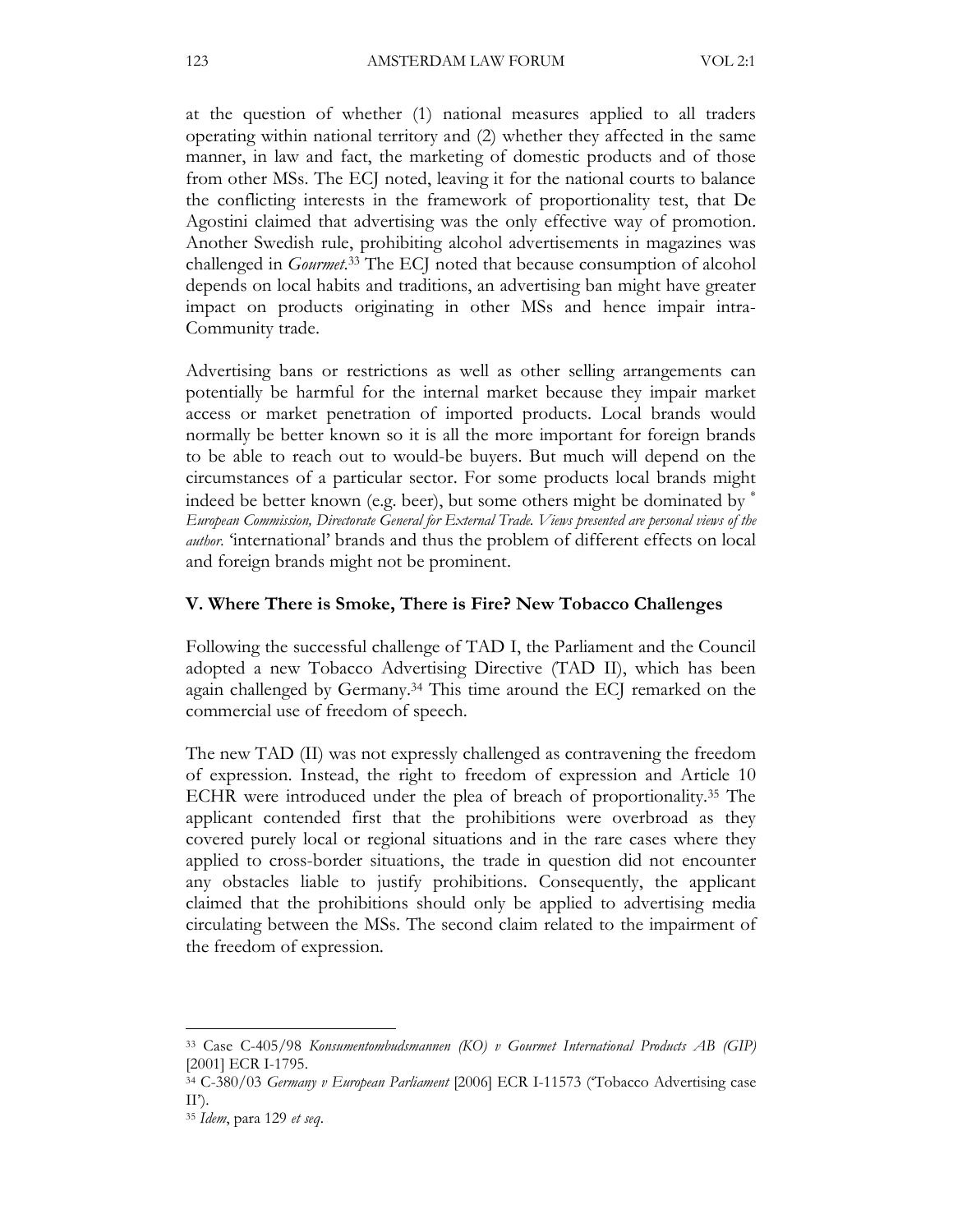at the question of whether (1) national measures applied to all traders operating within national territory and (2) whether they affected in the same manner, in law and fact, the marketing of domestic products and of those from other MSs. The ECJ noted, leaving it for the national courts to balance the conflicting interests in the framework of proportionality test, that De Agostini claimed that advertising was the only effective way of promotion. Another Swedish rule, prohibiting alcohol advertisements in magazines was challenged in *Gourmet*.[33] The ECJ noted that because consumption of alcohol depends on local habits and traditions, an advertising ban might have greater impact on products originating in other MSs and hence impair intra-Community trade.

Advertising bans or restrictions as well as other selling arrangements can potentially be harmful for the internal market because they impair market access or market penetration of imported products. Local brands would normally be better known so it is all the more important for foreign brands to be able to reach out to would-be buyers. But much will depend on the circumstances of a particular sector. For some products local brands might indeed be better known (e.g. beer), but some others might be dominated by [*] *European Commission, Directorate General for External Trade. Views presented are personal views of the author.* 'international' brands and thus the problem of different effects on local and foreign brands might not be prominent.

## V. Where There is Smoke, There is Fire? New Tobacco Challenges

Following the successful challenge of TAD I, the Parliament and the Council adopted a new Tobacco Advertising Directive (TAD II), which has been again challenged by Germany.[34] This time around the ECJ remarked on the commercial use of freedom of speech.

The new TAD (II) was not expressly challenged as contravening the freedom of expression. Instead, the right to freedom of expression and Article 10 ECHR were introduced under the plea of breach of proportionality.[35] The applicant contended first that the prohibitions were overbroad as they covered purely local or regional situations and in the rare cases where they applied to cross-border situations, the trade in question did not encounter any obstacles liable to justify prohibitions. Consequently, the applicant claimed that the prohibitions should only be applied to advertising media circulating between the MSs. The second claim related to the impairment of the freedom of expression.

---

[33] Case C-405/98 *Konsumentombudsmannen (KO) v Gourmet International Products AB (GIP)* [2001] ECR I-1795.

[34] C-380/03 *Germany v European Parliament* [2006] ECR I-11573 ('Tobacco Advertising case II').

[35] *Idem*, para 129 *et seq*.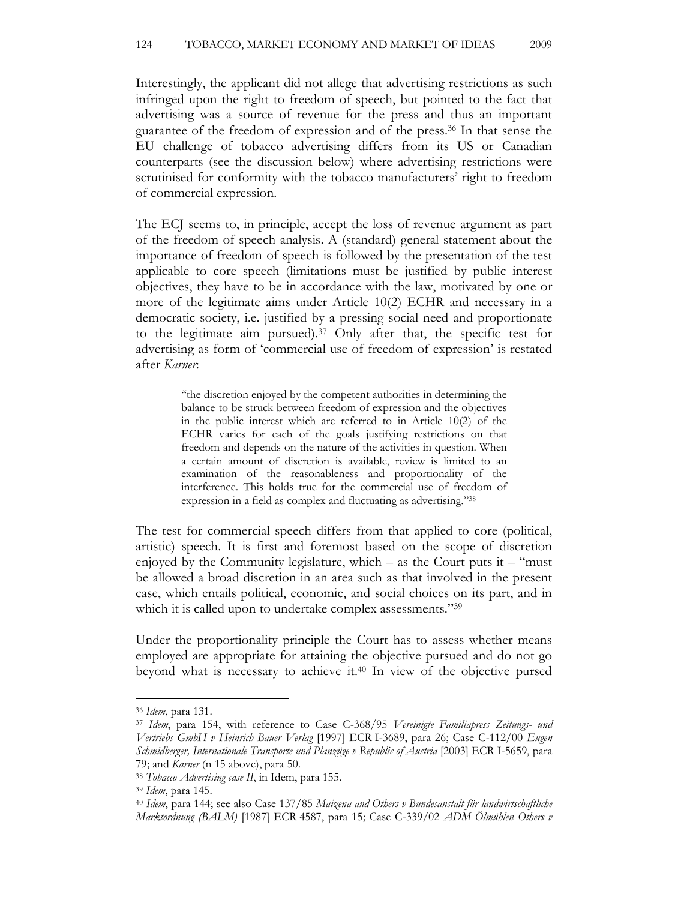Interestingly, the applicant did not allege that advertising restrictions as such infringed upon the right to freedom of speech, but pointed to the fact that advertising was a source of revenue for the press and thus an important guarantee of the freedom of expression and of the press.[36] In that sense the EU challenge of tobacco advertising differs from its US or Canadian counterparts (see the discussion below) where advertising restrictions were scrutinised for conformity with the tobacco manufacturers' right to freedom of commercial expression.

The ECJ seems to, in principle, accept the loss of revenue argument as part of the freedom of speech analysis. A (standard) general statement about the importance of freedom of speech is followed by the presentation of the test applicable to core speech (limitations must be justified by public interest objectives, they have to be in accordance with the law, motivated by one or more of the legitimate aims under Article 10(2) ECHR and necessary in a democratic society, i.e. justified by a pressing social need and proportionate to the legitimate aim pursued).[37] Only after that, the specific test for advertising as form of 'commercial use of freedom of expression' is restated after *Karner*:

> "the discretion enjoyed by the competent authorities in determining the balance to be struck between freedom of expression and the objectives in the public interest which are referred to in Article 10(2) of the ECHR varies for each of the goals justifying restrictions on that freedom and depends on the nature of the activities in question. When a certain amount of discretion is available, review is limited to an examination of the reasonableness and proportionality of the interference. This holds true for the commercial use of freedom of expression in a field as complex and fluctuating as advertising."[38]

The test for commercial speech differs from that applied to core (political, artistic) speech. It is first and foremost based on the scope of discretion enjoyed by the Community legislature, which – as the Court puts it – "must be allowed a broad discretion in an area such as that involved in the present case, which entails political, economic, and social choices on its part, and in which it is called upon to undertake complex assessments."[39]

Under the proportionality principle the Court has to assess whether means employed are appropriate for attaining the objective pursued and do not go beyond what is necessary to achieve it.[40] In view of the objective pursed

---

[36] *Idem*, para 131.

[37] *Idem*, para 154, with reference to Case C-368/95 *Vereinigte Familiapress Zeitungs- und Vertriebs GmbH v Heinrich Bauer Verlag* [1997] ECR I-3689, para 26; Case C-112/00 *Eugen Schmidberger, Internationale Transporte und Planzüge v Republic of Austria* [2003] ECR I-5659, para 79; and *Karner* (n 15 above), para 50.

[38] *Tobacco Advertising case II*, in Idem, para 155.

[39] *Idem*, para 145.

[40] *Idem*, para 144; see also Case 137/85 *Maizena and Others v Bundesanstalt für landwirtschaftliche Marktordnung (BALM)* [1987] ECR 4587, para 15; Case C-339/02 *ADM Ölmühlen Others v*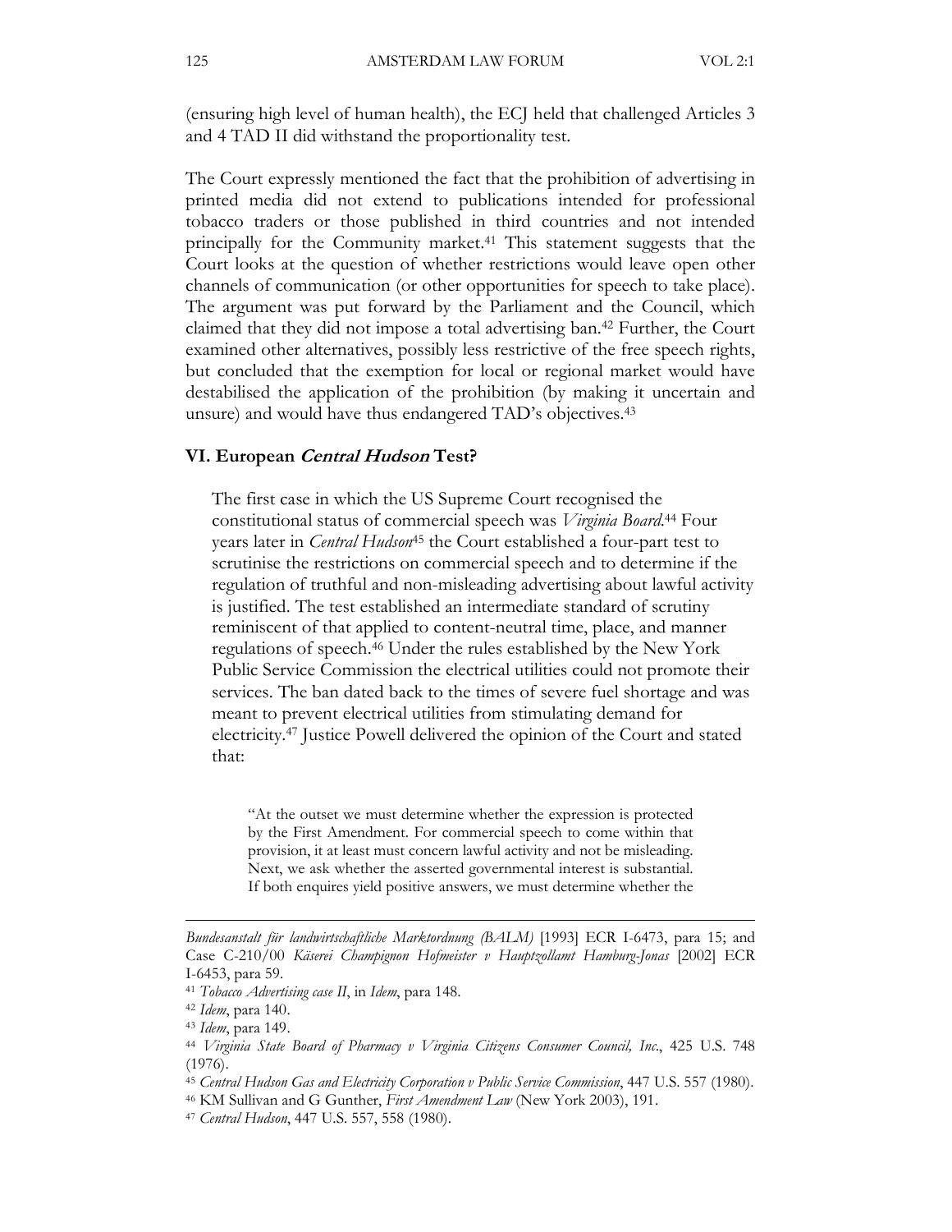(ensuring high level of human health), the ECJ held that challenged Articles 3 and 4 TAD II did withstand the proportionality test.

The Court expressly mentioned the fact that the prohibition of advertising in printed media did not extend to publications intended for professional tobacco traders or those published in third countries and not intended principally for the Community market.[41] This statement suggests that the Court looks at the question of whether restrictions would leave open other channels of communication (or other opportunities for speech to take place). The argument was put forward by the Parliament and the Council, which claimed that they did not impose a total advertising ban.[42] Further, the Court examined other alternatives, possibly less restrictive of the free speech rights, but concluded that the exemption for local or regional market would have destabilised the application of the prohibition (by making it uncertain and unsure) and would have thus endangered TAD's objectives.[43]

## VI. European *Central Hudson* Test?

> The first case in which the US Supreme Court recognised the constitutional status of commercial speech was *Virginia Board*.[44] Four years later in *Central Hudson*[45] the Court established a four-part test to scrutinise the restrictions on commercial speech and to determine if the regulation of truthful and non-misleading advertising about lawful activity is justified. The test established an intermediate standard of scrutiny reminiscent of that applied to content-neutral time, place, and manner regulations of speech.[46] Under the rules established by the New York Public Service Commission the electrical utilities could not promote their services. The ban dated back to the times of severe fuel shortage and was meant to prevent electrical utilities from stimulating demand for electricity.[47] Justice Powell delivered the opinion of the Court and stated that:
>
> > "At the outset we must determine whether the expression is protected by the First Amendment. For commercial speech to come within that provision, it at least must concern lawful activity and not be misleading. Next, we ask whether the asserted governmental interest is substantial. If both enquires yield positive answers, we must determine whether the

---

*Bundesanstalt für landwirtschaftliche Marktordnung (BALM)* [1993] ECR I-6473, para 15; and Case C-210/00 *Käserei Champignon Hofmeister v Hauptzollamt Hamburg-Jonas* [2002] ECR I-6453, para 59.

[41] *Tobacco Advertising case II*, in *Idem*, para 148.

[42] *Idem*, para 140.

[43] *Idem*, para 149.

[44] *Virginia State Board of Pharmacy v Virginia Citizens Consumer Council, Inc.*, 425 U.S. 748 (1976).

[45] *Central Hudson Gas and Electricity Corporation v Public Service Commission*, 447 U.S. 557 (1980).

[46] KM Sullivan and G Gunther, *First Amendment Law* (New York 2003), 191.

[47] *Central Hudson*, 447 U.S. 557, 558 (1980).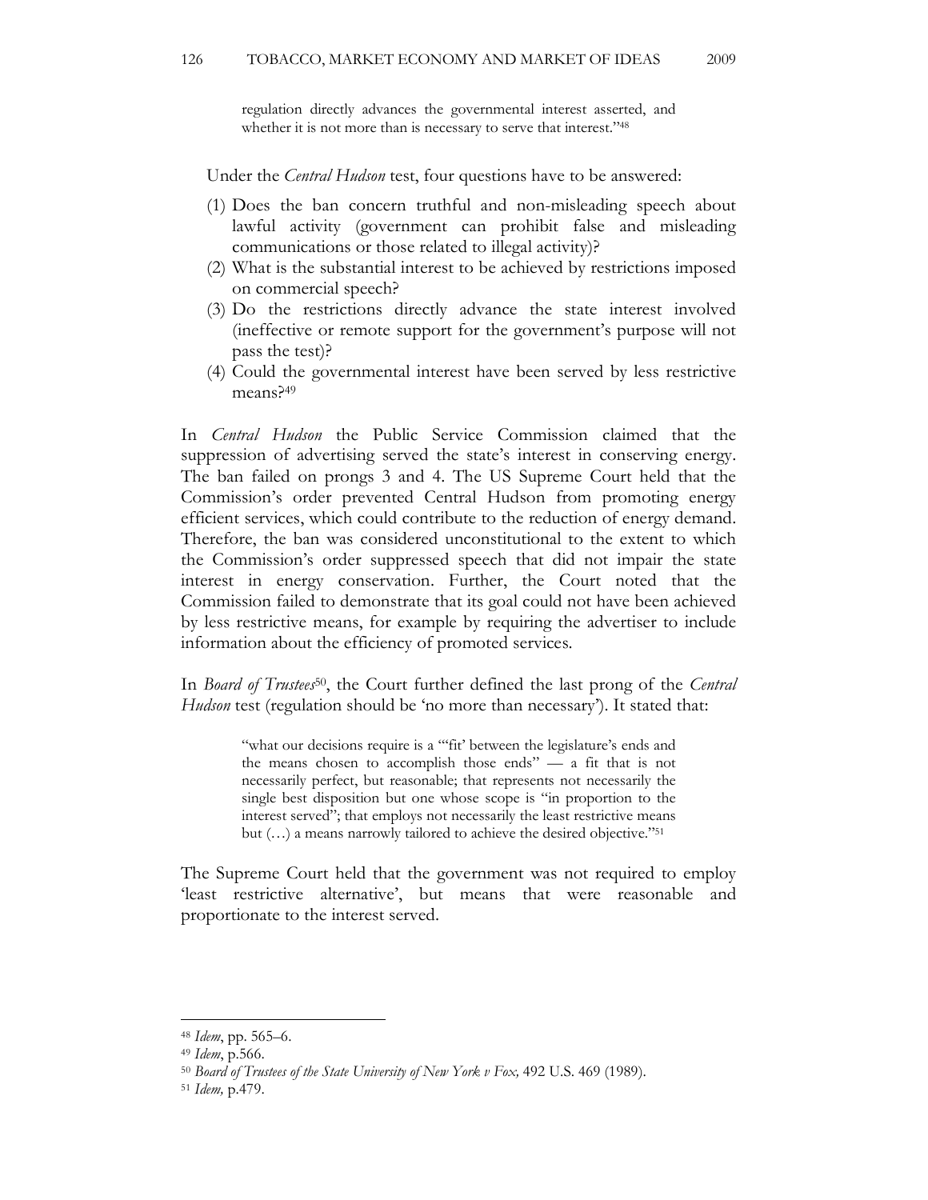> regulation directly advances the governmental interest asserted, and whether it is not more than is necessary to serve that interest."[48]

Under the *Central Hudson* test, four questions have to be answered:

(1) Does the ban concern truthful and non-misleading speech about lawful activity (government can prohibit false and misleading communications or those related to illegal activity)?
(2) What is the substantial interest to be achieved by restrictions imposed on commercial speech?
(3) Do the restrictions directly advance the state interest involved (ineffective or remote support for the government's purpose will not pass the test)?
(4) Could the governmental interest have been served by less restrictive means?[49]

In *Central Hudson* the Public Service Commission claimed that the suppression of advertising served the state's interest in conserving energy. The ban failed on prongs 3 and 4. The US Supreme Court held that the Commission's order prevented Central Hudson from promoting energy efficient services, which could contribute to the reduction of energy demand. Therefore, the ban was considered unconstitutional to the extent to which the Commission's order suppressed speech that did not impair the state interest in energy conservation. Further, the Court noted that the Commission failed to demonstrate that its goal could not have been achieved by less restrictive means, for example by requiring the advertiser to include information about the efficiency of promoted services.

In *Board of Trustees*[50], the Court further defined the last prong of the *Central Hudson* test (regulation should be 'no more than necessary'). It stated that:

> "what our decisions require is a "'fit' between the legislature's ends and the means chosen to accomplish those ends" — a fit that is not necessarily perfect, but reasonable; that represents not necessarily the single best disposition but one whose scope is "in proportion to the interest served"; that employs not necessarily the least restrictive means but (…) a means narrowly tailored to achieve the desired objective."[51]

The Supreme Court held that the government was not required to employ 'least restrictive alternative', but means that were reasonable and proportionate to the interest served.

---

[48] *Idem*, pp. 565–6.

[49] *Idem*, p.566.

[50] *Board of Trustees of the State University of New York v Fox,* 492 U.S. 469 (1989).

[51] *Idem,* p.479.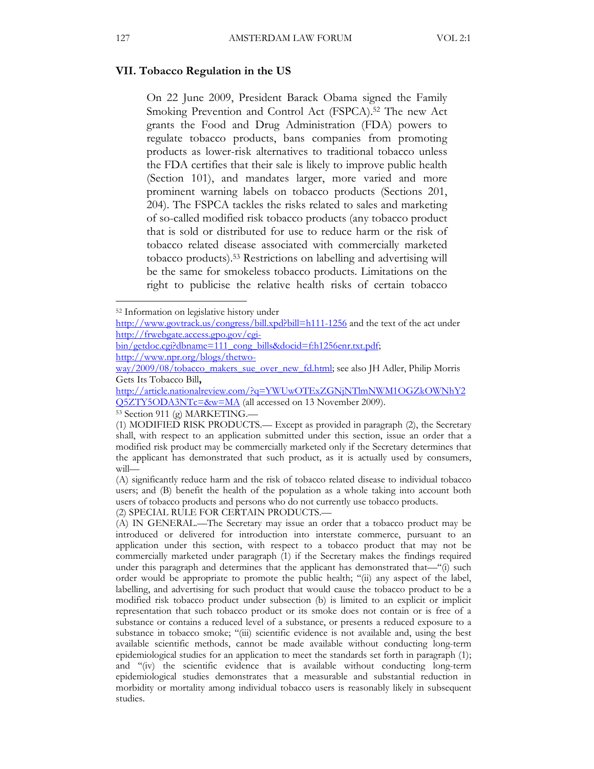## VII. Tobacco Regulation in the US

> On 22 June 2009, President Barack Obama signed the Family Smoking Prevention and Control Act (FSPCA).[52] The new Act grants the Food and Drug Administration (FDA) powers to regulate tobacco products, bans companies from promoting products as lower-risk alternatives to traditional tobacco unless the FDA certifies that their sale is likely to improve public health (Section 101), and mandates larger, more varied and more prominent warning labels on tobacco products (Sections 201, 204). The FSPCA tackles the risks related to sales and marketing of so-called modified risk tobacco products (any tobacco product that is sold or distributed for use to reduce harm or the risk of tobacco related disease associated with commercially marketed tobacco products).[53] Restrictions on labelling and advertising will be the same for smokeless tobacco products. Limitations on the right to publicise the relative health risks of certain tobacco

---

[52] Information on legislative history under http://www.govtrack.us/congress/bill.xpd?bill=h111-1256 and the text of the act under http://frwebgate.access.gpo.gov/cgi-bin/getdoc.cgi?dbname=111_cong_bills&docid=f:h1256enr.txt.pdf; http://www.npr.org/blogs/thetwo-way/2009/08/tobacco_makers_sue_over_new_fd.html; see also JH Adler, Philip Morris Gets Its Tobacco Bill**,** http://article.nationalreview.com/?q=YWUwOTExZGNjNTlmNWM1OGZkOWNhY2Q5ZTY5ODA3NTc=&w=MA (all accessed on 13 November 2009).

[53] Section 911 (g) MARKETING.—

(1) MODIFIED RISK PRODUCTS.— Except as provided in paragraph (2), the Secretary shall, with respect to an application submitted under this section, issue an order that a modified risk product may be commercially marketed only if the Secretary determines that the applicant has demonstrated that such product, as it is actually used by consumers, will—

(A) significantly reduce harm and the risk of tobacco related disease to individual tobacco users; and (B) benefit the health of the population as a whole taking into account both users of tobacco products and persons who do not currently use tobacco products.

(2) SPECIAL RULE FOR CERTAIN PRODUCTS.—

(A) IN GENERAL.—The Secretary may issue an order that a tobacco product may be introduced or delivered for introduction into interstate commerce, pursuant to an application under this section, with respect to a tobacco product that may not be commercially marketed under paragraph (1) if the Secretary makes the findings required under this paragraph and determines that the applicant has demonstrated that—"(i) such order would be appropriate to promote the public health; "(ii) any aspect of the label, labelling, and advertising for such product that would cause the tobacco product to be a modified risk tobacco product under subsection (b) is limited to an explicit or implicit representation that such tobacco product or its smoke does not contain or is free of a substance or contains a reduced level of a substance, or presents a reduced exposure to a substance in tobacco smoke; "(iii) scientific evidence is not available and, using the best available scientific methods, cannot be made available without conducting long-term epidemiological studies for an application to meet the standards set forth in paragraph (1); and "(iv) the scientific evidence that is available without conducting long-term epidemiological studies demonstrates that a measurable and substantial reduction in morbidity or mortality among individual tobacco users is reasonably likely in subsequent studies.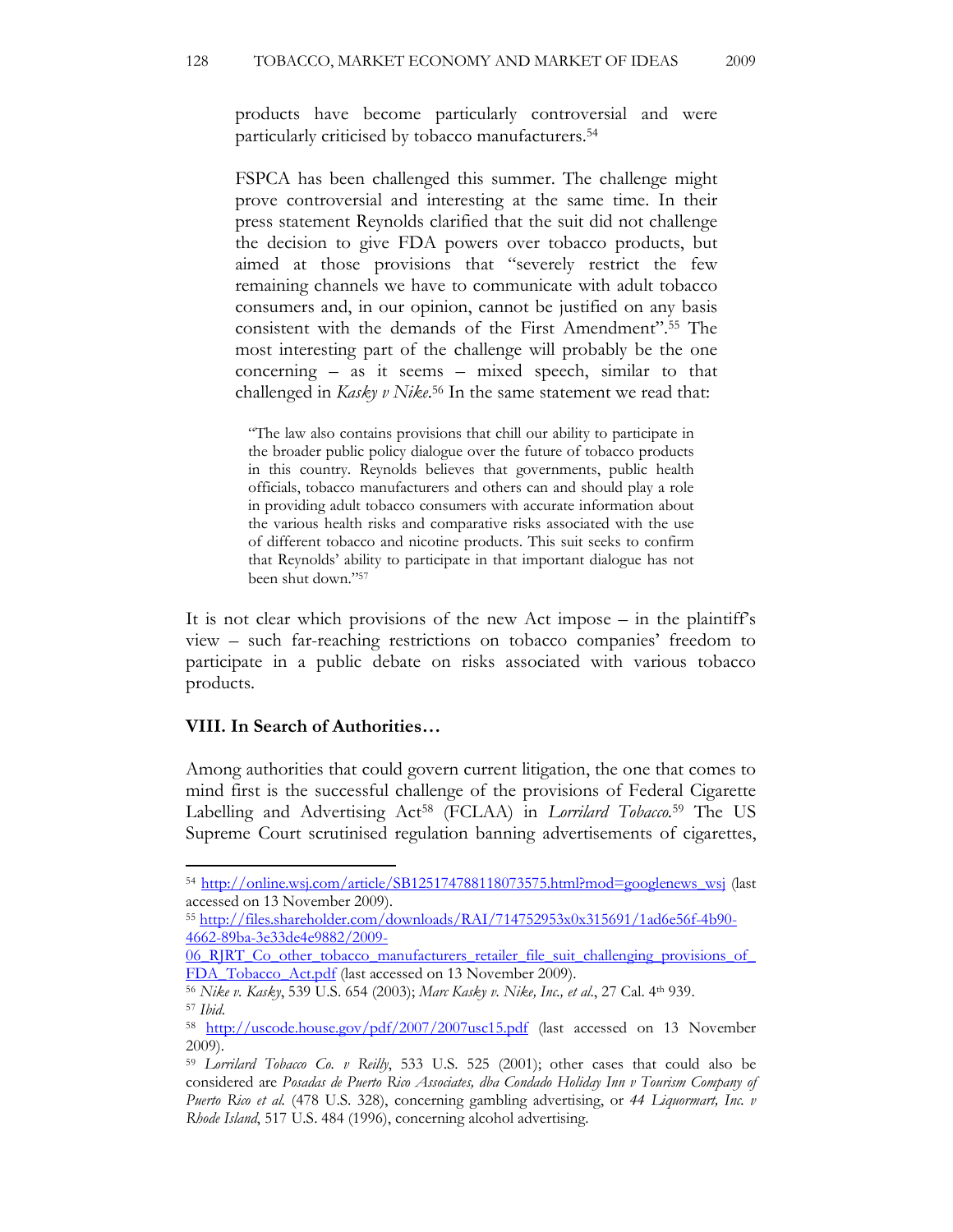products have become particularly controversial and were particularly criticised by tobacco manufacturers.[54]

> FSPCA has been challenged this summer. The challenge might prove controversial and interesting at the same time. In their press statement Reynolds clarified that the suit did not challenge the decision to give FDA powers over tobacco products, but aimed at those provisions that "severely restrict the few remaining channels we have to communicate with adult tobacco consumers and, in our opinion, cannot be justified on any basis consistent with the demands of the First Amendment".[55] The most interesting part of the challenge will probably be the one concerning – as it seems – mixed speech, similar to that challenged in *Kasky v Nike*.[56] In the same statement we read that:
>
> > "The law also contains provisions that chill our ability to participate in the broader public policy dialogue over the future of tobacco products in this country. Reynolds believes that governments, public health officials, tobacco manufacturers and others can and should play a role in providing adult tobacco consumers with accurate information about the various health risks and comparative risks associated with the use of different tobacco and nicotine products. This suit seeks to confirm that Reynolds' ability to participate in that important dialogue has not been shut down."[57]

It is not clear which provisions of the new Act impose – in the plaintiff's view – such far-reaching restrictions on tobacco companies' freedom to participate in a public debate on risks associated with various tobacco products.

## VIII. In Search of Authorities…

Among authorities that could govern current litigation, the one that comes to mind first is the successful challenge of the provisions of Federal Cigarette Labelling and Advertising Act[58] (FCLAA) in *Lorrilard Tobacco*.[59] The US Supreme Court scrutinised regulation banning advertisements of cigarettes,

---

[54] http://online.wsj.com/article/SB125174788118073575.html?mod=googlenews_wsj (last accessed on 13 November 2009).

[55] http://files.shareholder.com/downloads/RAI/714752953x0x315691/1ad6e56f-4b90-4662-89ba-3e33de4e9882/2009-06_RJRT_Co_other_tobacco_manufacturers_retailer_file_suit_challenging_provisions_of_FDA_Tobacco_Act.pdf (last accessed on 13 November 2009).

[56] *Nike v. Kasky*, 539 U.S. 654 (2003); *Marc Kasky v. Nike, Inc., et al.*, 27 Cal. 4th 939.

[57] *Ibid.*

[58] http://uscode.house.gov/pdf/2007/2007usc15.pdf (last accessed on 13 November 2009).

[59] *Lorrilard Tobacco Co. v Reilly*, 533 U.S. 525 (2001); other cases that could also be considered are *Posadas de Puerto Rico Associates, dba Condado Holiday Inn v Tourism Company of Puerto Rico et al.* (478 U.S. 328), concerning gambling advertising, or *44 Liquormart, Inc. v Rhode Island*, 517 U.S. 484 (1996), concerning alcohol advertising.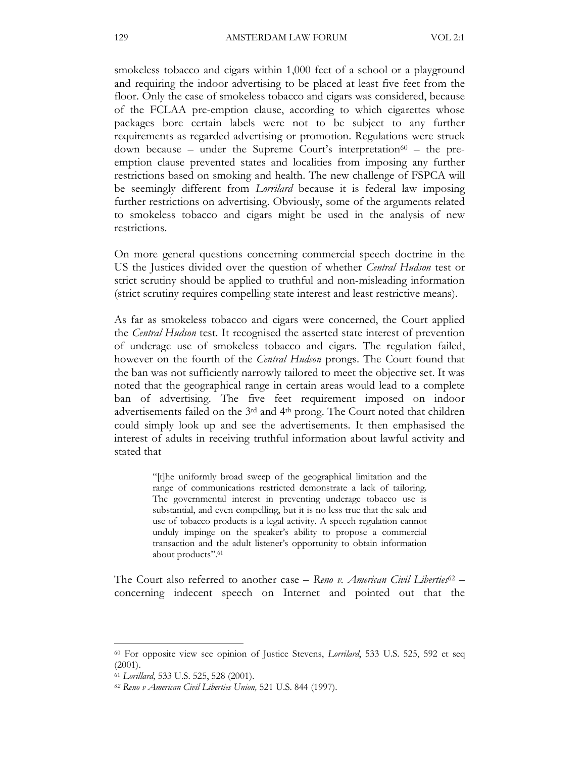smokeless tobacco and cigars within 1,000 feet of a school or a playground and requiring the indoor advertising to be placed at least five feet from the floor. Only the case of smokeless tobacco and cigars was considered, because of the FCLAA pre-emption clause, according to which cigarettes whose packages bore certain labels were not to be subject to any further requirements as regarded advertising or promotion. Regulations were struck down because – under the Supreme Court's interpretation[60] – the pre-emption clause prevented states and localities from imposing any further restrictions based on smoking and health. The new challenge of FSPCA will be seemingly different from *Lorrilard* because it is federal law imposing further restrictions on advertising. Obviously, some of the arguments related to smokeless tobacco and cigars might be used in the analysis of new restrictions.

On more general questions concerning commercial speech doctrine in the US the Justices divided over the question of whether *Central Hudson* test or strict scrutiny should be applied to truthful and non-misleading information (strict scrutiny requires compelling state interest and least restrictive means).

As far as smokeless tobacco and cigars were concerned, the Court applied the *Central Hudson* test. It recognised the asserted state interest of prevention of underage use of smokeless tobacco and cigars. The regulation failed, however on the fourth of the *Central Hudson* prongs. The Court found that the ban was not sufficiently narrowly tailored to meet the objective set. It was noted that the geographical range in certain areas would lead to a complete ban of advertising. The five feet requirement imposed on indoor advertisements failed on the 3rd and 4th prong. The Court noted that children could simply look up and see the advertisements. It then emphasised the interest of adults in receiving truthful information about lawful activity and stated that

> "[t]he uniformly broad sweep of the geographical limitation and the range of communications restricted demonstrate a lack of tailoring. The governmental interest in preventing underage tobacco use is substantial, and even compelling, but it is no less true that the sale and use of tobacco products is a legal activity. A speech regulation cannot unduly impinge on the speaker's ability to propose a commercial transaction and the adult listener's opportunity to obtain information about products".[61]

The Court also referred to another case – *Reno v. American Civil Liberties*[62] – concerning indecent speech on Internet and pointed out that the

---

[60] For opposite view see opinion of Justice Stevens, *Lorrilard*, 533 U.S. 525, 592 et seq (2001).

[61] *Lorillard*, 533 U.S. 525, 528 (2001).

[62] *Reno v American Civil Liberties Union,* 521 U.S. 844 (1997).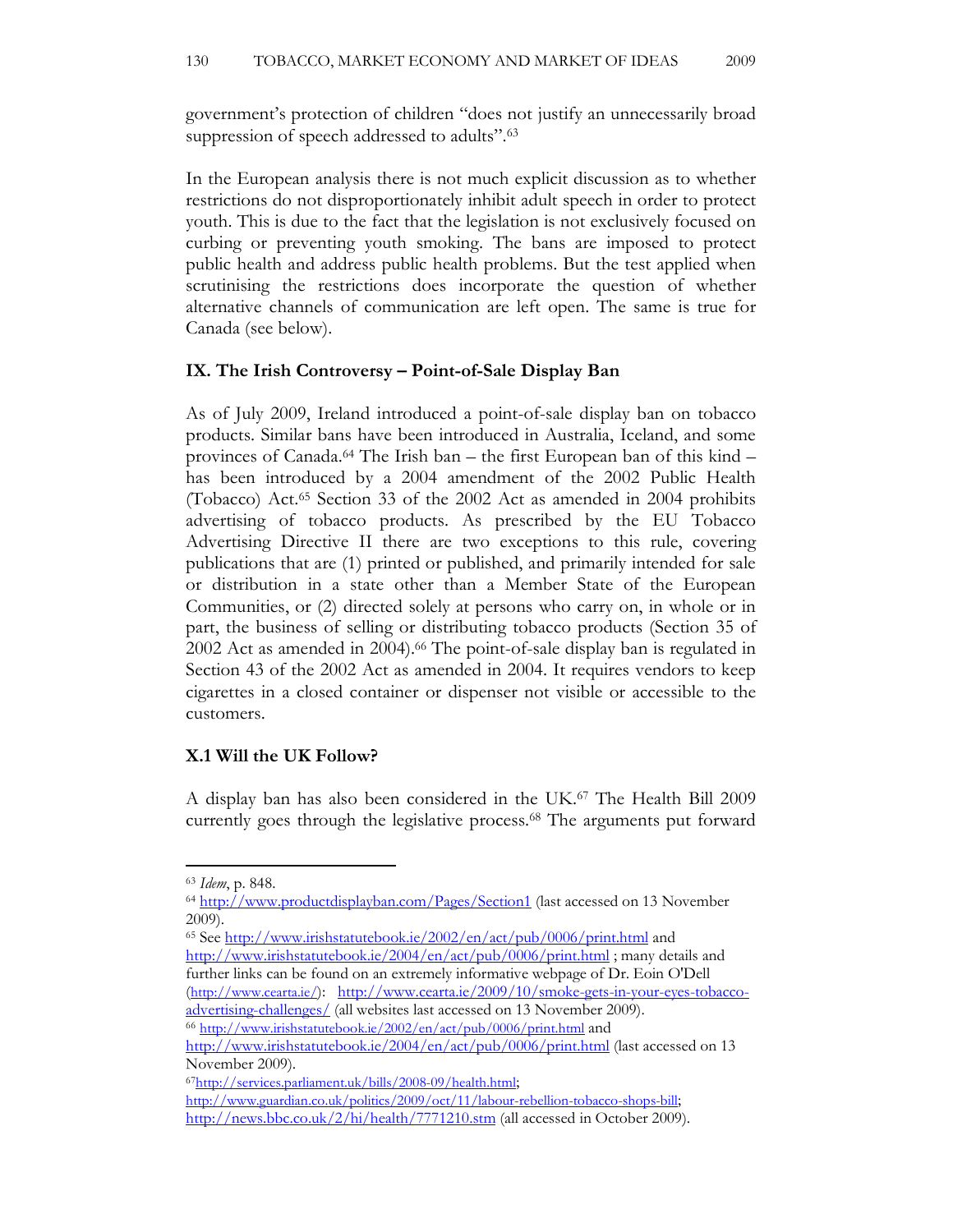government's protection of children "does not justify an unnecessarily broad suppression of speech addressed to adults".[63]

In the European analysis there is not much explicit discussion as to whether restrictions do not disproportionately inhibit adult speech in order to protect youth. This is due to the fact that the legislation is not exclusively focused on curbing or preventing youth smoking. The bans are imposed to protect public health and address public health problems. But the test applied when scrutinising the restrictions does incorporate the question of whether alternative channels of communication are left open. The same is true for Canada (see below).

## IX. The Irish Controversy – Point-of-Sale Display Ban

As of July 2009, Ireland introduced a point-of-sale display ban on tobacco products. Similar bans have been introduced in Australia, Iceland, and some provinces of Canada.[64] The Irish ban – the first European ban of this kind – has been introduced by a 2004 amendment of the 2002 Public Health (Tobacco) Act.[65] Section 33 of the 2002 Act as amended in 2004 prohibits advertising of tobacco products. As prescribed by the EU Tobacco Advertising Directive II there are two exceptions to this rule, covering publications that are (1) printed or published, and primarily intended for sale or distribution in a state other than a Member State of the European Communities, or (2) directed solely at persons who carry on, in whole or in part, the business of selling or distributing tobacco products (Section 35 of 2002 Act as amended in 2004).[66] The point-of-sale display ban is regulated in Section 43 of the 2002 Act as amended in 2004. It requires vendors to keep cigarettes in a closed container or dispenser not visible or accessible to the customers.

## X.1 Will the UK Follow?

A display ban has also been considered in the UK.[67] The Health Bill 2009 currently goes through the legislative process.[68] The arguments put forward

---

[63] *Idem*, p. 848.

[64] http://www.productdisplayban.com/Pages/Section1 (last accessed on 13 November 2009).

[65] See http://www.irishstatutebook.ie/2002/en/act/pub/0006/print.html and http://www.irishstatutebook.ie/2004/en/act/pub/0006/print.html ; many details and further links can be found on an extremely informative webpage of Dr. Eoin O'Dell (http://www.cearta.ie/): http://www.cearta.ie/2009/10/smoke-gets-in-your-eyes-tobacco-advertising-challenges/ (all websites last accessed on 13 November 2009).

[66] http://www.irishstatutebook.ie/2002/en/act/pub/0006/print.html and http://www.irishstatutebook.ie/2004/en/act/pub/0006/print.html (last accessed on 13 November 2009).

[67] http://services.parliament.uk/bills/2008-09/health.html; http://www.guardian.co.uk/politics/2009/oct/11/labour-rebellion-tobacco-shops-bill; http://news.bbc.co.uk/2/hi/health/7771210.stm (all accessed in October 2009).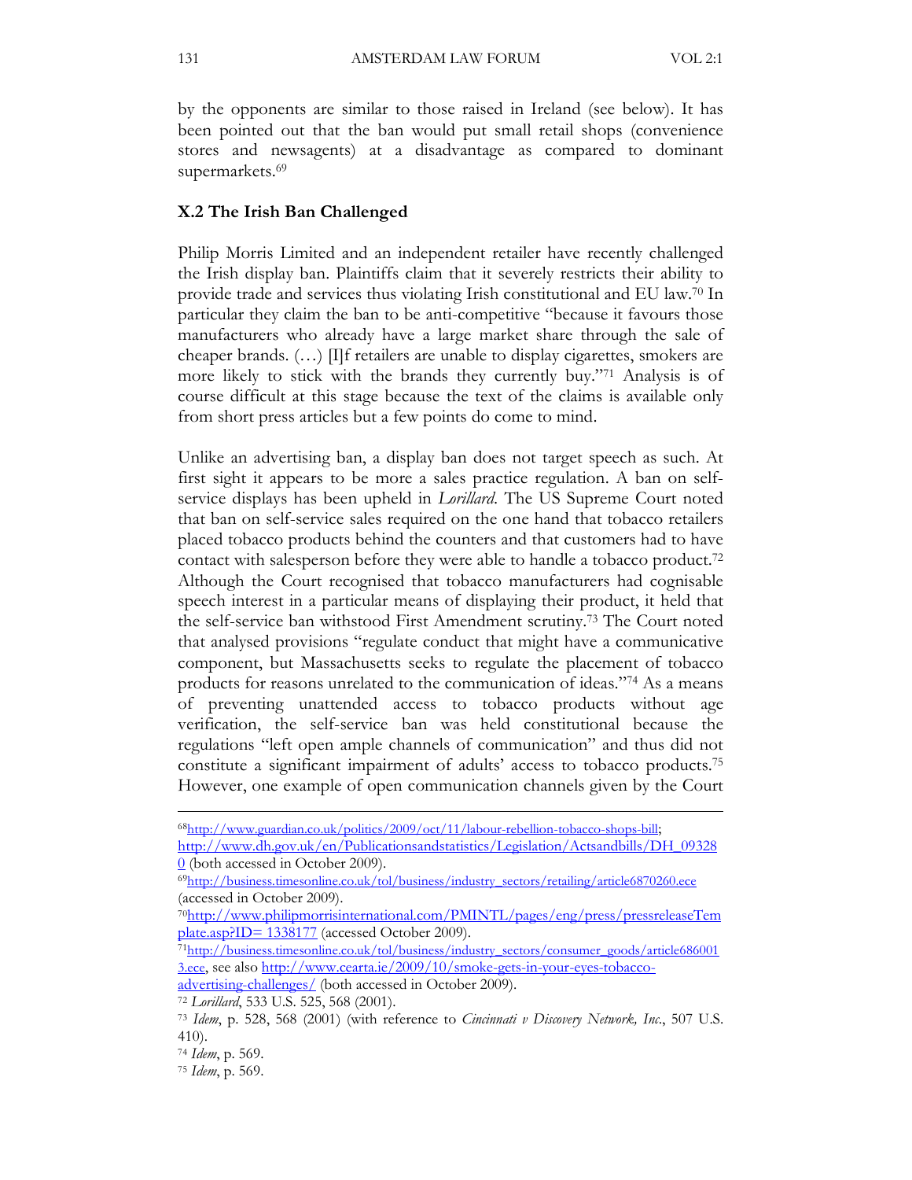by the opponents are similar to those raised in Ireland (see below). It has been pointed out that the ban would put small retail shops (convenience stores and newsagents) at a disadvantage as compared to dominant supermarkets.[69]

### X.2 The Irish Ban Challenged

Philip Morris Limited and an independent retailer have recently challenged the Irish display ban. Plaintiffs claim that it severely restricts their ability to provide trade and services thus violating Irish constitutional and EU law.[70] In particular they claim the ban to be anti-competitive "because it favours those manufacturers who already have a large market share through the sale of cheaper brands. (…) [I]f retailers are unable to display cigarettes, smokers are more likely to stick with the brands they currently buy."[71] Analysis is of course difficult at this stage because the text of the claims is available only from short press articles but a few points do come to mind.

Unlike an advertising ban, a display ban does not target speech as such. At first sight it appears to be more a sales practice regulation. A ban on self-service displays has been upheld in *Lorillard*. The US Supreme Court noted that ban on self-service sales required on the one hand that tobacco retailers placed tobacco products behind the counters and that customers had to have contact with salesperson before they were able to handle a tobacco product.[72] Although the Court recognised that tobacco manufacturers had cognisable speech interest in a particular means of displaying their product, it held that the self-service ban withstood First Amendment scrutiny.[73] The Court noted that analysed provisions "regulate conduct that might have a communicative component, but Massachusetts seeks to regulate the placement of tobacco products for reasons unrelated to the communication of ideas."[74] As a means of preventing unattended access to tobacco products without age verification, the self-service ban was held constitutional because the regulations "left open ample channels of communication" and thus did not constitute a significant impairment of adults' access to tobacco products.[75] However, one example of open communication channels given by the Court

---

[68] http://www.guardian.co.uk/politics/2009/oct/11/labour-rebellion-tobacco-shops-bill; http://www.dh.gov.uk/en/Publicationsandstatistics/Legislation/Actsandbills/DH_093280 (both accessed in October 2009).

[69] http://business.timesonline.co.uk/tol/business/industry_sectors/retailing/article6870260.ece (accessed in October 2009).

[70] http://www.philipmorrisinternational.com/PMINTL/pages/eng/press/pressreleaseTemplate.asp?ID= 1338177 (accessed October 2009).

[71] http://business.timesonline.co.uk/tol/business/industry_sectors/consumer_goods/article6860013.ece, see also http://www.cearta.ie/2009/10/smoke-gets-in-your-eyes-tobacco-advertising-challenges/ (both accessed in October 2009).

[72] *Lorillard*, 533 U.S. 525, 568 (2001).

[73] *Idem*, p. 528, 568 (2001) (with reference to *Cincinnati v Discovery Network, Inc.*, 507 U.S. 410).

[74] *Idem*, p. 569.

[75] *Idem*, p. 569.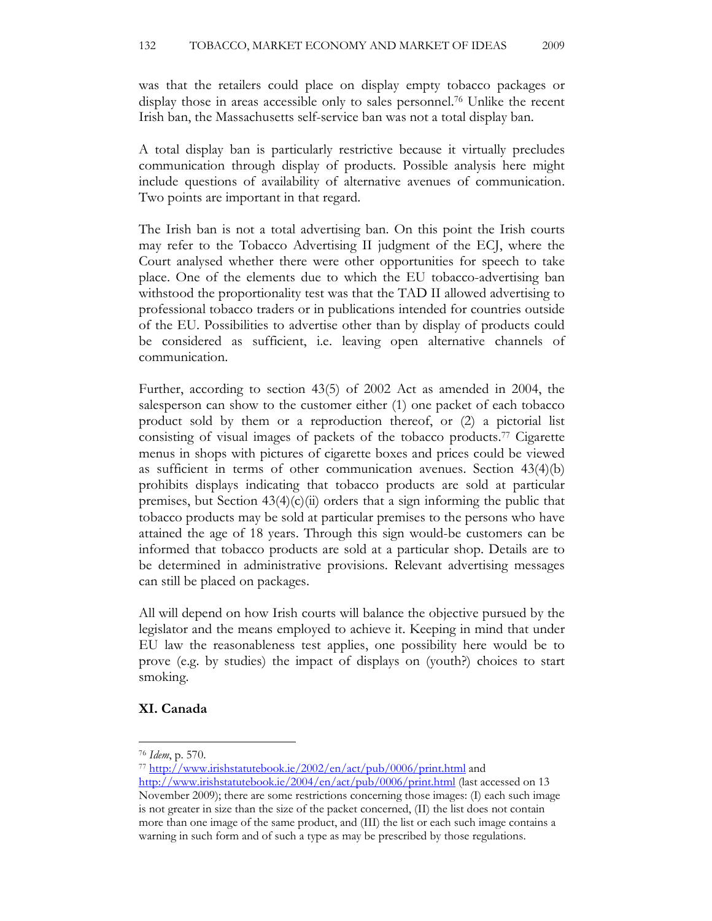was that the retailers could place on display empty tobacco packages or display those in areas accessible only to sales personnel.[76] Unlike the recent Irish ban, the Massachusetts self-service ban was not a total display ban.

A total display ban is particularly restrictive because it virtually precludes communication through display of products. Possible analysis here might include questions of availability of alternative avenues of communication. Two points are important in that regard.

The Irish ban is not a total advertising ban. On this point the Irish courts may refer to the Tobacco Advertising II judgment of the ECJ, where the Court analysed whether there were other opportunities for speech to take place. One of the elements due to which the EU tobacco-advertising ban withstood the proportionality test was that the TAD II allowed advertising to professional tobacco traders or in publications intended for countries outside of the EU. Possibilities to advertise other than by display of products could be considered as sufficient, i.e. leaving open alternative channels of communication.

Further, according to section 43(5) of 2002 Act as amended in 2004, the salesperson can show to the customer either (1) one packet of each tobacco product sold by them or a reproduction thereof, or (2) a pictorial list consisting of visual images of packets of the tobacco products.[77] Cigarette menus in shops with pictures of cigarette boxes and prices could be viewed as sufficient in terms of other communication avenues. Section 43(4)(b) prohibits displays indicating that tobacco products are sold at particular premises, but Section 43(4)(c)(ii) orders that a sign informing the public that tobacco products may be sold at particular premises to the persons who have attained the age of 18 years. Through this sign would-be customers can be informed that tobacco products are sold at a particular shop. Details are to be determined in administrative provisions. Relevant advertising messages can still be placed on packages.

All will depend on how Irish courts will balance the objective pursued by the legislator and the means employed to achieve it. Keeping in mind that under EU law the reasonableness test applies, one possibility here would be to prove (e.g. by studies) the impact of displays on (youth?) choices to start smoking.

**XI. Canada**

---

[76] *Idem*, p. 570.

[77] http://www.irishstatutebook.ie/2002/en/act/pub/0006/print.html and http://www.irishstatutebook.ie/2004/en/act/pub/0006/print.html (last accessed on 13 November 2009); there are some restrictions concerning those images: (I) each such image is not greater in size than the size of the packet concerned, (II) the list does not contain more than one image of the same product, and (III) the list or each such image contains a warning in such form and of such a type as may be prescribed by those regulations.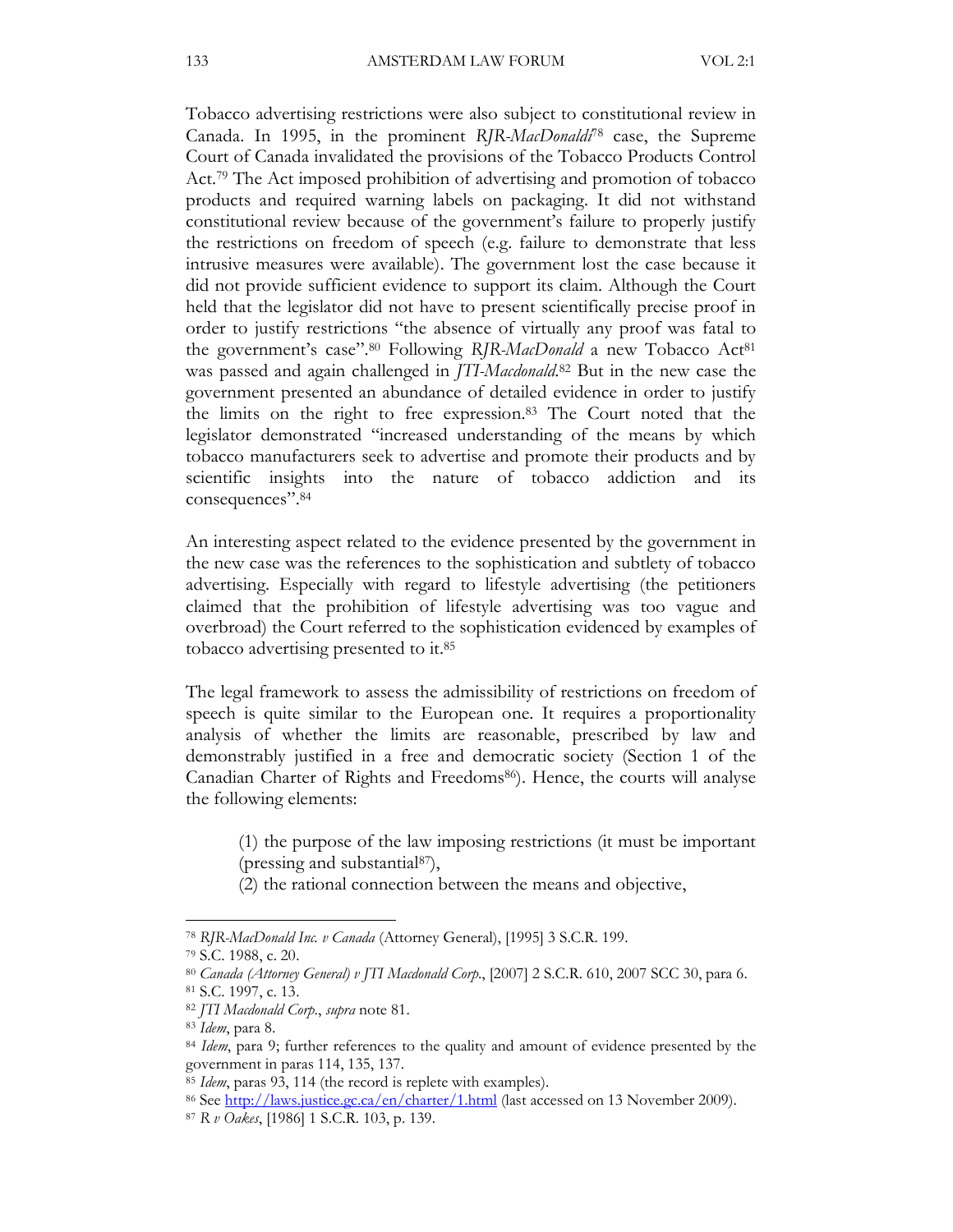Tobacco advertising restrictions were also subject to constitutional review in Canada. In 1995, in the prominent *RJR-MacDonald*[78] case, the Supreme Court of Canada invalidated the provisions of the Tobacco Products Control Act.[79] The Act imposed prohibition of advertising and promotion of tobacco products and required warning labels on packaging. It did not withstand constitutional review because of the government's failure to properly justify the restrictions on freedom of speech (e.g. failure to demonstrate that less intrusive measures were available). The government lost the case because it did not provide sufficient evidence to support its claim. Although the Court held that the legislator did not have to present scientifically precise proof in order to justify restrictions "the absence of virtually any proof was fatal to the government's case".[80] Following *RJR-MacDonald* a new Tobacco Act[81] was passed and again challenged in *JTI-Macdonald*.[82] But in the new case the government presented an abundance of detailed evidence in order to justify the limits on the right to free expression.[83] The Court noted that the legislator demonstrated "increased understanding of the means by which tobacco manufacturers seek to advertise and promote their products and by scientific insights into the nature of tobacco addiction and its consequences".[84]

An interesting aspect related to the evidence presented by the government in the new case was the references to the sophistication and subtlety of tobacco advertising. Especially with regard to lifestyle advertising (the petitioners claimed that the prohibition of lifestyle advertising was too vague and overbroad) the Court referred to the sophistication evidenced by examples of tobacco advertising presented to it.[85]

The legal framework to assess the admissibility of restrictions on freedom of speech is quite similar to the European one. It requires a proportionality analysis of whether the limits are reasonable, prescribed by law and demonstrably justified in a free and democratic society (Section 1 of the Canadian Charter of Rights and Freedoms[86]). Hence, the courts will analyse the following elements:

(1) the purpose of the law imposing restrictions (it must be important (pressing and substantial[87]),
(2) the rational connection between the means and objective,

---

[78] *RJR-MacDonald Inc. v Canada* (Attorney General), [1995] 3 S.C.R. 199.
[79] S.C. 1988, c. 20.
[80] *Canada (Attorney General) v JTI Macdonald Corp.*, [2007] 2 S.C.R. 610, 2007 SCC 30, para 6.
[81] S.C. 1997, c. 13.
[82] *JTI Macdonald Corp.*, *supra* note 81.
[83] *Idem*, para 8.
[84] *Idem*, para 9; further references to the quality and amount of evidence presented by the government in paras 114, 135, 137.
[85] *Idem*, paras 93, 114 (the record is replete with examples).
[86] See http://laws.justice.gc.ca/en/charter/1.html (last accessed on 13 November 2009).
[87] *R v Oakes*, [1986] 1 S.C.R. 103, p. 139.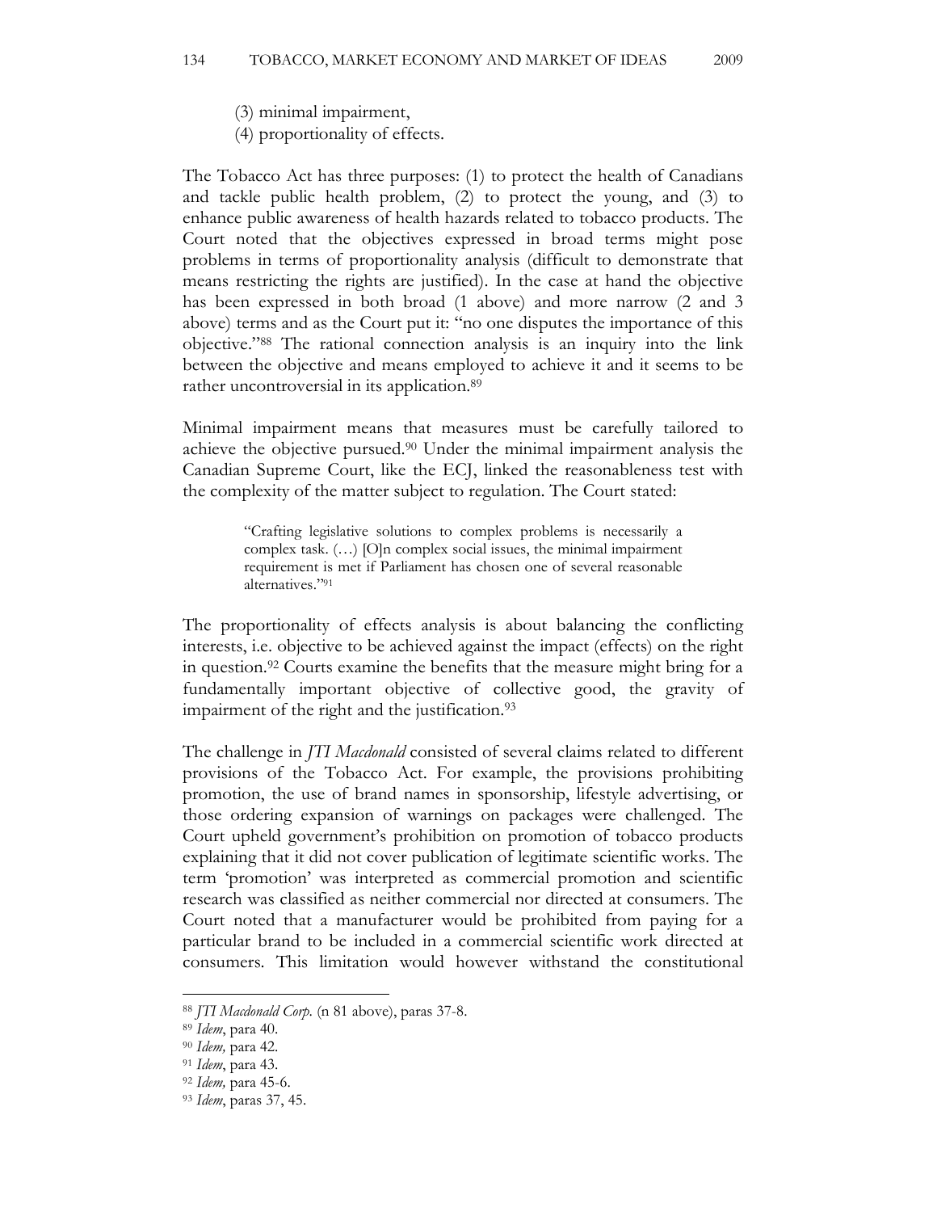(3) minimal impairment,
(4) proportionality of effects.

The Tobacco Act has three purposes: (1) to protect the health of Canadians and tackle public health problem, (2) to protect the young, and (3) to enhance public awareness of health hazards related to tobacco products. The Court noted that the objectives expressed in broad terms might pose problems in terms of proportionality analysis (difficult to demonstrate that means restricting the rights are justified). In the case at hand the objective has been expressed in both broad (1 above) and more narrow (2 and 3 above) terms and as the Court put it: "no one disputes the importance of this objective."[88] The rational connection analysis is an inquiry into the link between the objective and means employed to achieve it and it seems to be rather uncontroversial in its application.[89]

Minimal impairment means that measures must be carefully tailored to achieve the objective pursued.[90] Under the minimal impairment analysis the Canadian Supreme Court, like the ECJ, linked the reasonableness test with the complexity of the matter subject to regulation. The Court stated:

> "Crafting legislative solutions to complex problems is necessarily a complex task. (…) [O]n complex social issues, the minimal impairment requirement is met if Parliament has chosen one of several reasonable alternatives."[91]

The proportionality of effects analysis is about balancing the conflicting interests, i.e. objective to be achieved against the impact (effects) on the right in question.[92] Courts examine the benefits that the measure might bring for a fundamentally important objective of collective good, the gravity of impairment of the right and the justification.[93]

The challenge in *JTI Macdonald* consisted of several claims related to different provisions of the Tobacco Act. For example, the provisions prohibiting promotion, the use of brand names in sponsorship, lifestyle advertising, or those ordering expansion of warnings on packages were challenged. The Court upheld government's prohibition on promotion of tobacco products explaining that it did not cover publication of legitimate scientific works. The term 'promotion' was interpreted as commercial promotion and scientific research was classified as neither commercial nor directed at consumers. The Court noted that a manufacturer would be prohibited from paying for a particular brand to be included in a commercial scientific work directed at consumers. This limitation would however withstand the constitutional

---

[88] *JTI Macdonald Corp.* (n 81 above), paras 37-8.

[89] *Idem*, para 40.

[90] *Idem,* para 42.

[91] *Idem*, para 43.

[92] *Idem,* para 45-6.

[93] *Idem*, paras 37, 45.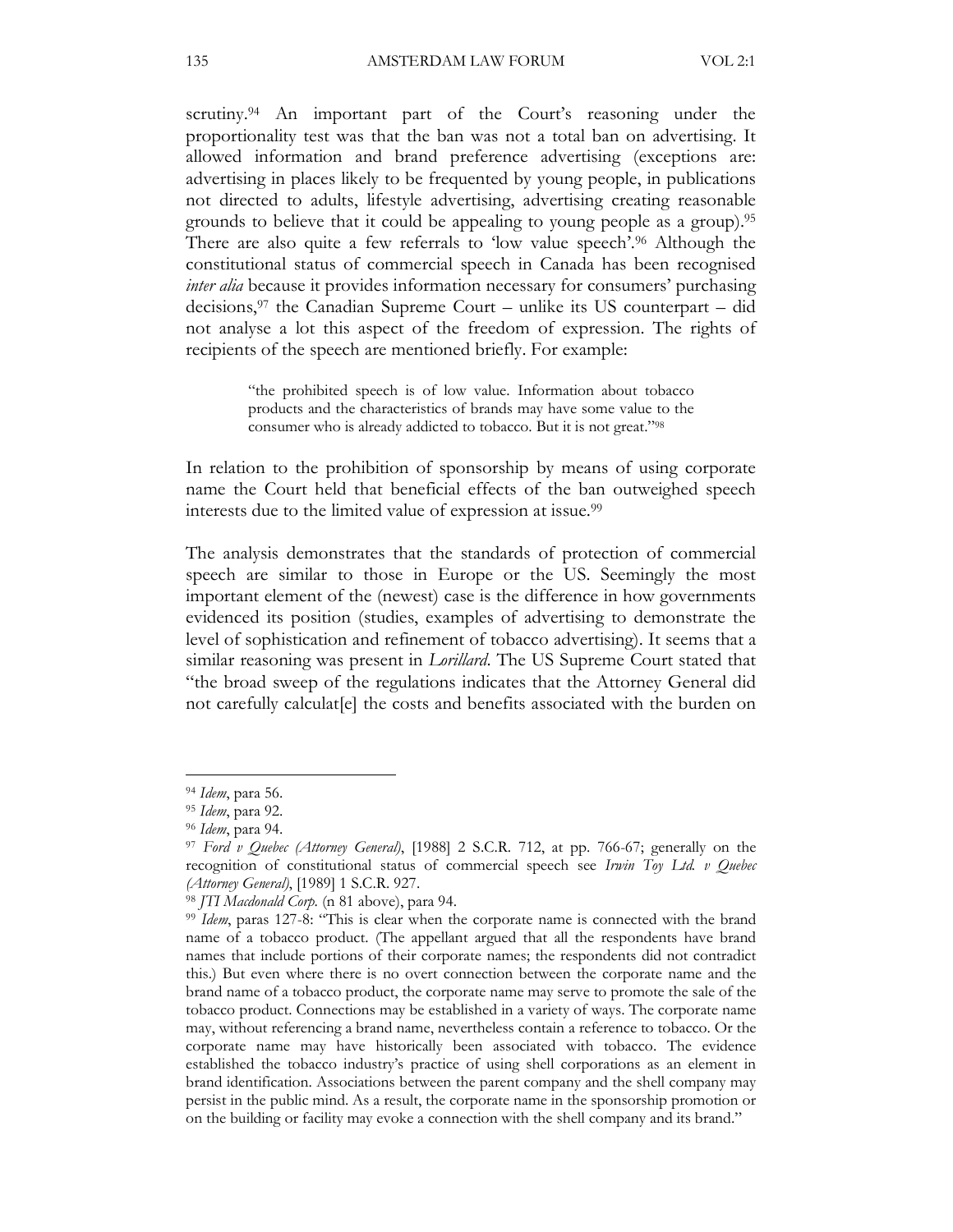scrutiny.[94] An important part of the Court's reasoning under the proportionality test was that the ban was not a total ban on advertising. It allowed information and brand preference advertising (exceptions are: advertising in places likely to be frequented by young people, in publications not directed to adults, lifestyle advertising, advertising creating reasonable grounds to believe that it could be appealing to young people as a group).[95] There are also quite a few referrals to 'low value speech'.[96] Although the constitutional status of commercial speech in Canada has been recognised *inter alia* because it provides information necessary for consumers' purchasing decisions,[97] the Canadian Supreme Court – unlike its US counterpart – did not analyse a lot this aspect of the freedom of expression. The rights of recipients of the speech are mentioned briefly. For example:

> "the prohibited speech is of low value. Information about tobacco products and the characteristics of brands may have some value to the consumer who is already addicted to tobacco. But it is not great."[98]

In relation to the prohibition of sponsorship by means of using corporate name the Court held that beneficial effects of the ban outweighed speech interests due to the limited value of expression at issue.[99]

The analysis demonstrates that the standards of protection of commercial speech are similar to those in Europe or the US. Seemingly the most important element of the (newest) case is the difference in how governments evidenced its position (studies, examples of advertising to demonstrate the level of sophistication and refinement of tobacco advertising). It seems that a similar reasoning was present in *Lorillard*. The US Supreme Court stated that "the broad sweep of the regulations indicates that the Attorney General did not carefully calculat[e] the costs and benefits associated with the burden on

---

[94] *Idem*, para 56.

[95] *Idem*, para 92.

[96] *Idem*, para 94.

[97] *Ford v Quebec (Attorney General)*, [1988] 2 S.C.R. 712, at pp. 766-67; generally on the recognition of constitutional status of commercial speech see *Irwin Toy Ltd. v Quebec (Attorney General)*, [1989] 1 S.C.R. 927.

[98] *JTI Macdonald Corp.* (n 81 above), para 94.

[99] *Idem*, paras 127-8: "This is clear when the corporate name is connected with the brand name of a tobacco product. (The appellant argued that all the respondents have brand names that include portions of their corporate names; the respondents did not contradict this.) But even where there is no overt connection between the corporate name and the brand name of a tobacco product, the corporate name may serve to promote the sale of the tobacco product. Connections may be established in a variety of ways. The corporate name may, without referencing a brand name, nevertheless contain a reference to tobacco. Or the corporate name may have historically been associated with tobacco. The evidence established the tobacco industry's practice of using shell corporations as an element in brand identification. Associations between the parent company and the shell company may persist in the public mind. As a result, the corporate name in the sponsorship promotion or on the building or facility may evoke a connection with the shell company and its brand."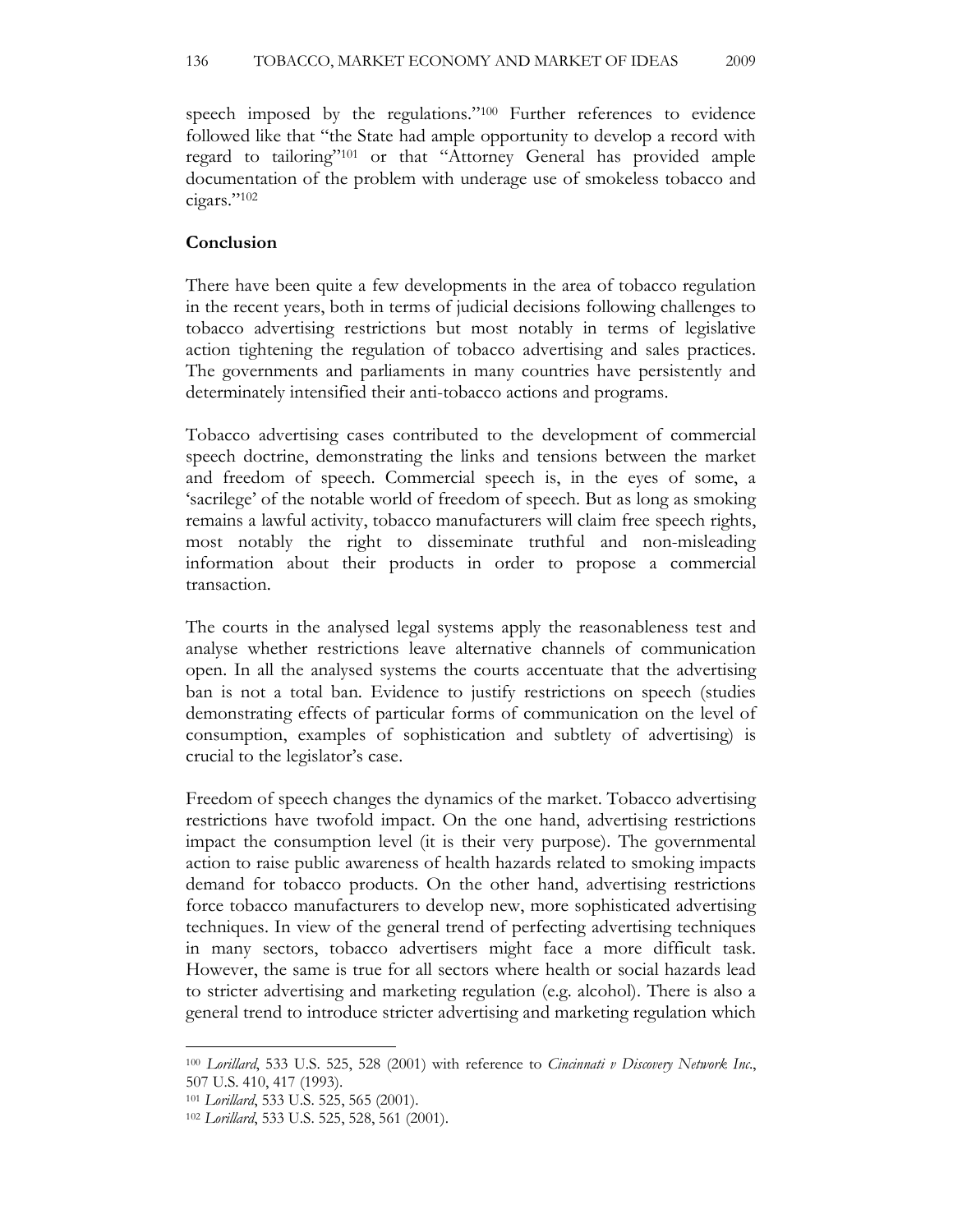speech imposed by the regulations."[100] Further references to evidence followed like that "the State had ample opportunity to develop a record with regard to tailoring"[101] or that "Attorney General has provided ample documentation of the problem with underage use of smokeless tobacco and cigars."[102]

## Conclusion

There have been quite a few developments in the area of tobacco regulation in the recent years, both in terms of judicial decisions following challenges to tobacco advertising restrictions but most notably in terms of legislative action tightening the regulation of tobacco advertising and sales practices. The governments and parliaments in many countries have persistently and determinately intensified their anti-tobacco actions and programs.

Tobacco advertising cases contributed to the development of commercial speech doctrine, demonstrating the links and tensions between the market and freedom of speech. Commercial speech is, in the eyes of some, a 'sacrilege' of the notable world of freedom of speech. But as long as smoking remains a lawful activity, tobacco manufacturers will claim free speech rights, most notably the right to disseminate truthful and non-misleading information about their products in order to propose a commercial transaction.

The courts in the analysed legal systems apply the reasonableness test and analyse whether restrictions leave alternative channels of communication open. In all the analysed systems the courts accentuate that the advertising ban is not a total ban. Evidence to justify restrictions on speech (studies demonstrating effects of particular forms of communication on the level of consumption, examples of sophistication and subtlety of advertising) is crucial to the legislator's case.

Freedom of speech changes the dynamics of the market. Tobacco advertising restrictions have twofold impact. On the one hand, advertising restrictions impact the consumption level (it is their very purpose). The governmental action to raise public awareness of health hazards related to smoking impacts demand for tobacco products. On the other hand, advertising restrictions force tobacco manufacturers to develop new, more sophisticated advertising techniques. In view of the general trend of perfecting advertising techniques in many sectors, tobacco advertisers might face a more difficult task. However, the same is true for all sectors where health or social hazards lead to stricter advertising and marketing regulation (e.g. alcohol). There is also a general trend to introduce stricter advertising and marketing regulation which

---

[100] *Lorillard*, 533 U.S. 525, 528 (2001) with reference to *Cincinnati v Discovery Network Inc.*, 507 U.S. 410, 417 (1993).

[101] *Lorillard*, 533 U.S. 525, 565 (2001).

[102] *Lorillard*, 533 U.S. 525, 528, 561 (2001).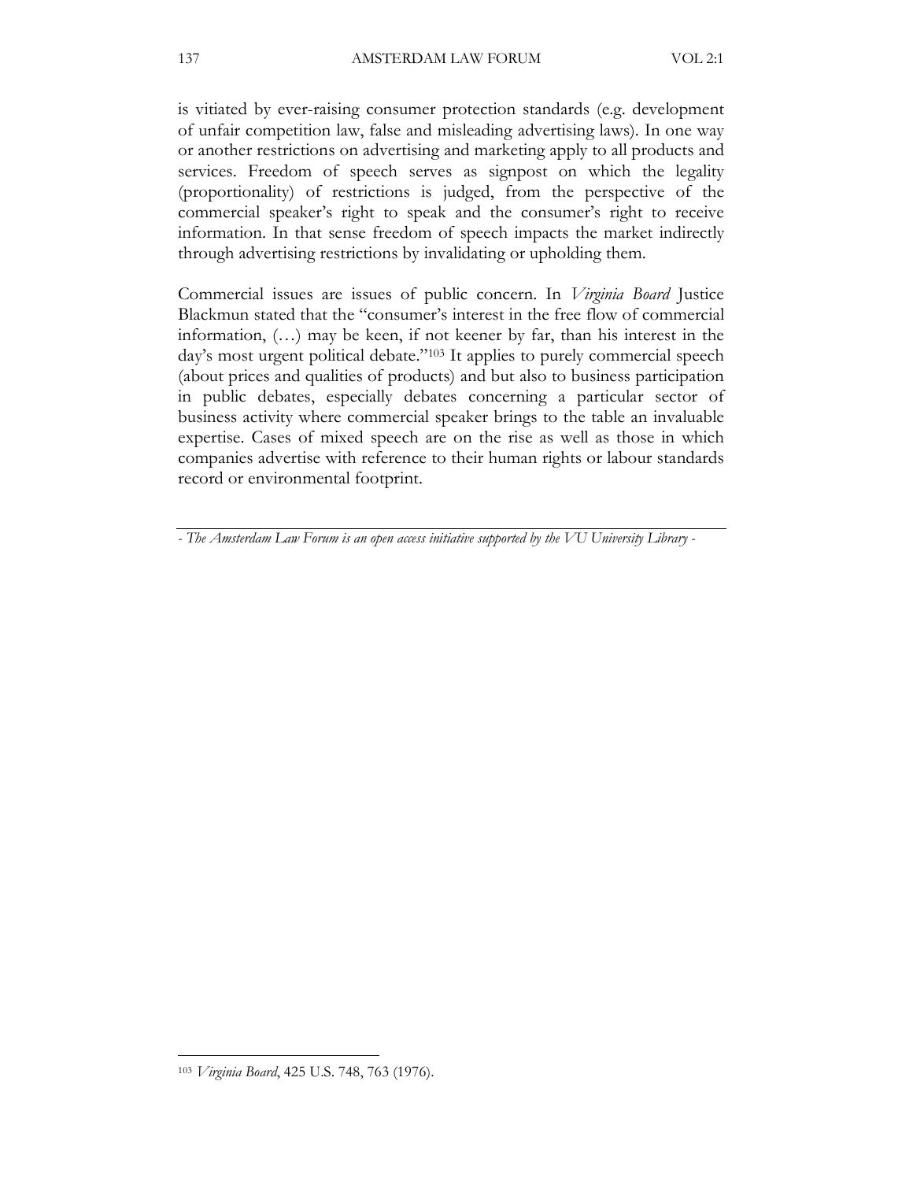is vitiated by ever-raising consumer protection standards (e.g. development of unfair competition law, false and misleading advertising laws). In one way or another restrictions on advertising and marketing apply to all products and services. Freedom of speech serves as signpost on which the legality (proportionality) of restrictions is judged, from the perspective of the commercial speaker's right to speak and the consumer's right to receive information. In that sense freedom of speech impacts the market indirectly through advertising restrictions by invalidating or upholding them.

Commercial issues are issues of public concern. In *Virginia Board* Justice Blackmun stated that the "consumer's interest in the free flow of commercial information, (…) may be keen, if not keener by far, than his interest in the day's most urgent political debate."[103] It applies to purely commercial speech (about prices and qualities of products) and but also to business participation in public debates, especially debates concerning a particular sector of business activity where commercial speaker brings to the table an invaluable expertise. Cases of mixed speech are on the rise as well as those in which companies advertise with reference to their human rights or labour standards record or environmental footprint.

[103] *Virginia Board*, 425 U.S. 748, 763 (1976).